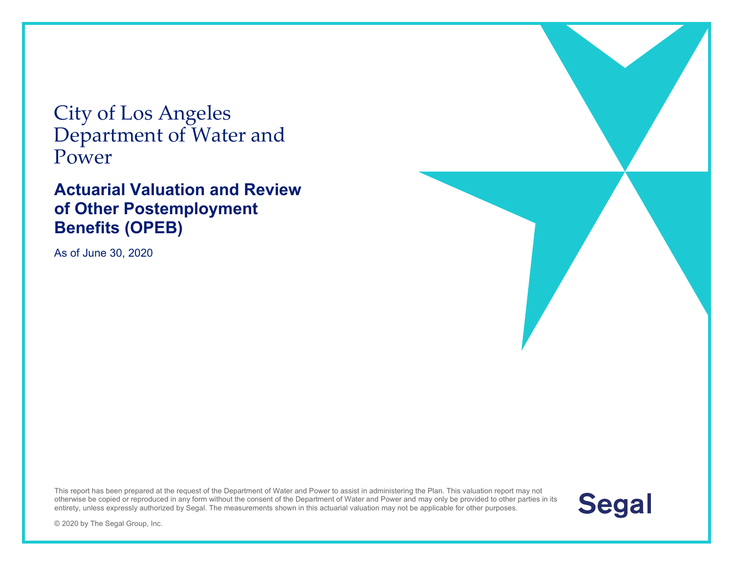# City of Los Angeles Department of Water and Power

## Actuarial Valuation and Review of Other Postemployment Benefits (OPEB)

As of June 30, 2020

This report has been prepared at the request of the Department of Water and Power to assist in administering the Plan. This valuation report may not otherwise be copied or reproduced in any form without the consent of the Department of Water and Power and may only be provided to other parties in its entirety, unless expressly authorized by Segal. The measurements shown in this actuarial valuation may not be applicable for other purposes.

© 2020 by The Segal Group, Inc.

Segal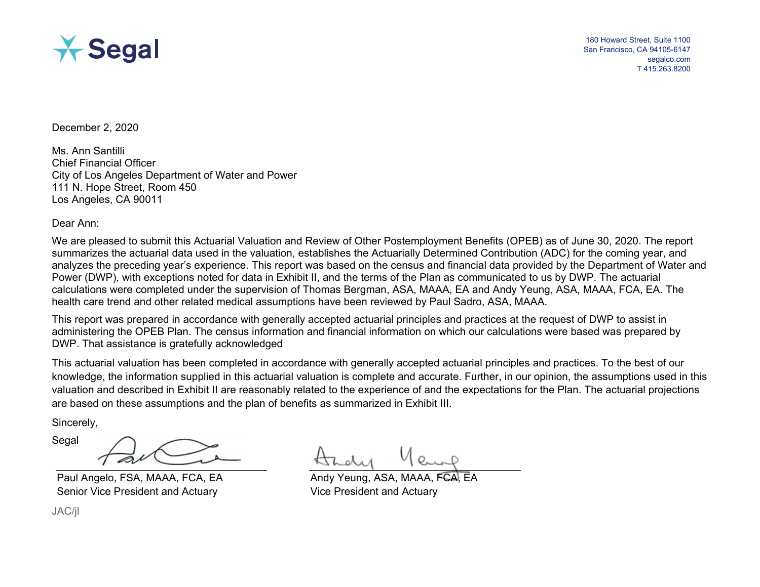Segal

180 Howard Street, Suite 1100
San Francisco, CA 94105-6147
segalco.com
T 415.263.8200

December 2, 2020

Ms. Ann Santilli
Chief Financial Officer
City of Los Angeles Department of Water and Power
111 N. Hope Street, Room 450
Los Angeles, CA 90011

Dear Ann:

We are pleased to submit this Actuarial Valuation and Review of Other Postemployment Benefits (OPEB) as of June 30, 2020. The report summarizes the actuarial data used in the valuation, establishes the Actuarially Determined Contribution (ADC) for the coming year, and analyzes the preceding year's experience. This report was based on the census and financial data provided by the Department of Water and Power (DWP), with exceptions noted for data in Exhibit II, and the terms of the Plan as communicated to us by DWP. The actuarial calculations were completed under the supervision of Thomas Bergman, ASA, MAAA, EA and Andy Yeung, ASA, MAAA, FCA, EA. The health care trend and other related medical assumptions have been reviewed by Paul Sadro, ASA, MAAA.

This report was prepared in accordance with generally accepted actuarial principles and practices at the request of DWP to assist in administering the OPEB Plan. The census information and financial information on which our calculations were based was prepared by DWP. That assistance is gratefully acknowledged

This actuarial valuation has been completed in accordance with generally accepted actuarial principles and practices. To the best of our knowledge, the information supplied in this actuarial valuation is complete and accurate. Further, in our opinion, the assumptions used in this valuation and described in Exhibit II are reasonably related to the experience of and the expectations for the Plan. The actuarial projections are based on these assumptions and the plan of benefits as summarized in Exhibit III.

Sincerely,

Segal

Paul Angelo, FSA, MAAA, FCA, EA
Senior Vice President and Actuary

Andy Yeung, ASA, MAAA, FCA, EA
Vice President and Actuary

JAC/jl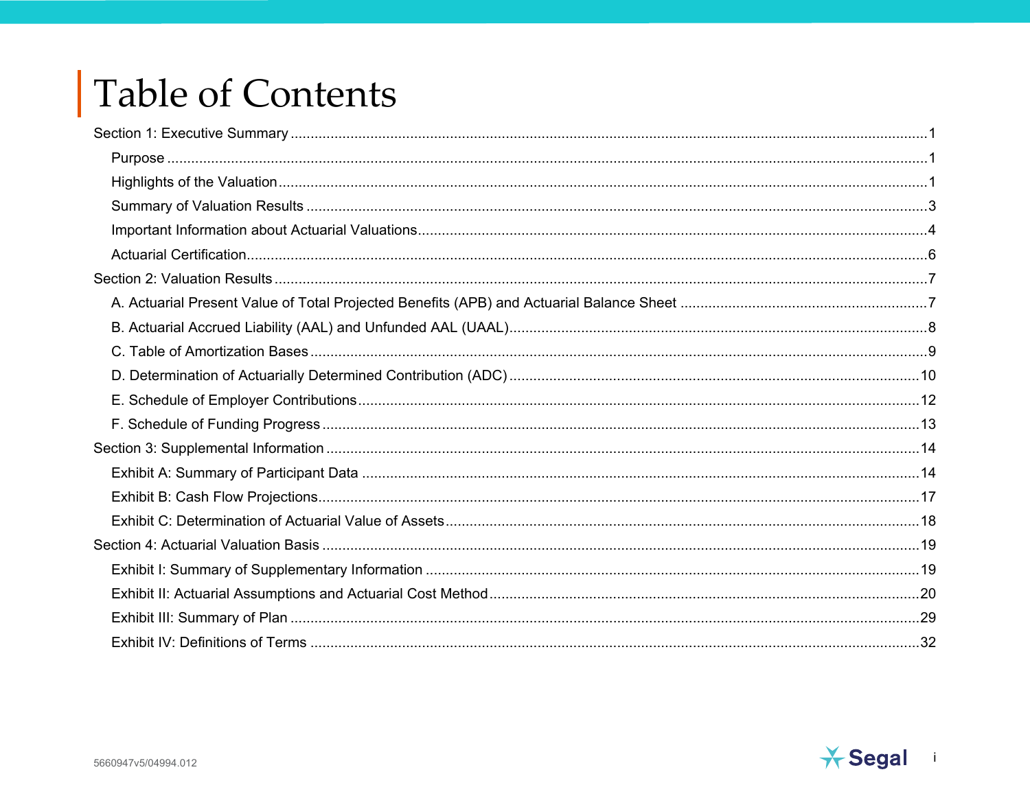# Table of Contents

Section 1: Executive Summary ........................................................................ 1

- Purpose ........................................................................ 1
- Highlights of the Valuation ........................................................................ 1
- Summary of Valuation Results ........................................................................ 3
- Important Information about Actuarial Valuations ........................................................................ 4
- Actuarial Certification ........................................................................ 6

Section 2: Valuation Results ........................................................................ 7

- A. Actuarial Present Value of Total Projected Benefits (APB) and Actuarial Balance Sheet ........................................................................ 7
- B. Actuarial Accrued Liability (AAL) and Unfunded AAL (UAAL) ........................................................................ 8
- C. Table of Amortization Bases ........................................................................ 9
- D. Determination of Actuarially Determined Contribution (ADC) ........................................................................ 10
- E. Schedule of Employer Contributions ........................................................................ 12
- F. Schedule of Funding Progress ........................................................................ 13

Section 3: Supplemental Information ........................................................................ 14

- Exhibit A: Summary of Participant Data ........................................................................ 14
- Exhibit B: Cash Flow Projections ........................................................................ 17
- Exhibit C: Determination of Actuarial Value of Assets ........................................................................ 18

Section 4: Actuarial Valuation Basis ........................................................................ 19

- Exhibit I: Summary of Supplementary Information ........................................................................ 19
- Exhibit II: Actuarial Assumptions and Actuarial Cost Method ........................................................................ 20
- Exhibit III: Summary of Plan ........................................................................ 29
- Exhibit IV: Definitions of Terms ........................................................................ 32

5660947v5/04994.012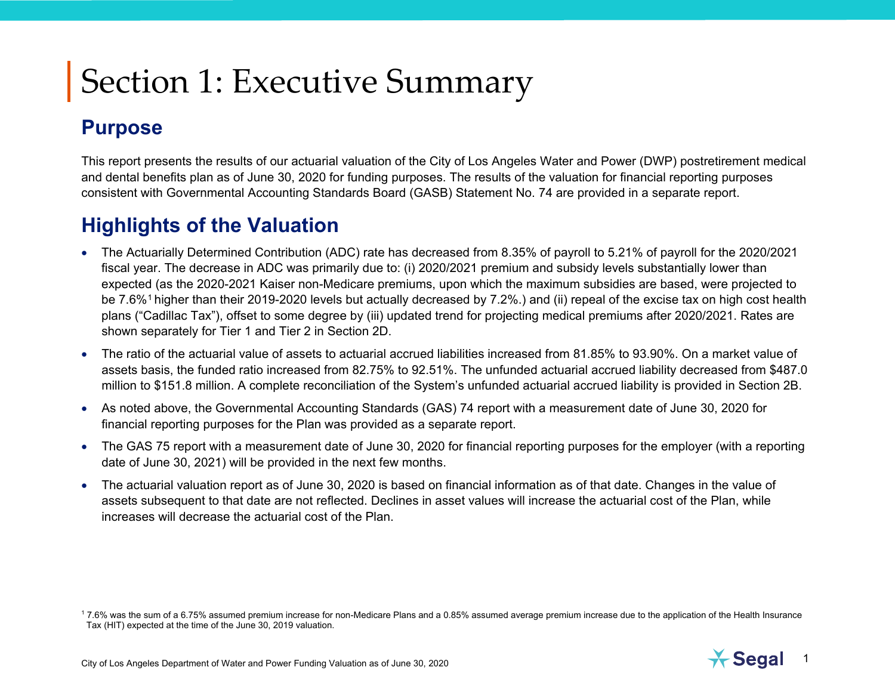# Section 1: Executive Summary

## Purpose

This report presents the results of our actuarial valuation of the City of Los Angeles Water and Power (DWP) postretirement medical and dental benefits plan as of June 30, 2020 for funding purposes. The results of the valuation for financial reporting purposes consistent with Governmental Accounting Standards Board (GASB) Statement No. 74 are provided in a separate report.

## Highlights of the Valuation

- The Actuarially Determined Contribution (ADC) rate has decreased from 8.35% of payroll to 5.21% of payroll for the 2020/2021 fiscal year. The decrease in ADC was primarily due to: (i) 2020/2021 premium and subsidy levels substantially lower than expected (as the 2020-2021 Kaiser non-Medicare premiums, upon which the maximum subsidies are based, were projected to be 7.6%[1] higher than their 2019-2020 levels but actually decreased by 7.2%.) and (ii) repeal of the excise tax on high cost health plans ("Cadillac Tax"), offset to some degree by (iii) updated trend for projecting medical premiums after 2020/2021. Rates are shown separately for Tier 1 and Tier 2 in Section 2D.
- The ratio of the actuarial value of assets to actuarial accrued liabilities increased from 81.85% to 93.90%. On a market value of assets basis, the funded ratio increased from 82.75% to 92.51%. The unfunded actuarial accrued liability decreased from $487.0 million to $151.8 million. A complete reconciliation of the System's unfunded actuarial accrued liability is provided in Section 2B.
- As noted above, the Governmental Accounting Standards (GAS) 74 report with a measurement date of June 30, 2020 for financial reporting purposes for the Plan was provided as a separate report.
- The GAS 75 report with a measurement date of June 30, 2020 for financial reporting purposes for the employer (with a reporting date of June 30, 2021) will be provided in the next few months.
- The actuarial valuation report as of June 30, 2020 is based on financial information as of that date. Changes in the value of assets subsequent to that date are not reflected. Declines in asset values will increase the actuarial cost of the Plan, while increases will decrease the actuarial cost of the Plan.

[1] 7.6% was the sum of a 6.75% assumed premium increase for non-Medicare Plans and a 0.85% assumed average premium increase due to the application of the Health Insurance Tax (HIT) expected at the time of the June 30, 2019 valuation.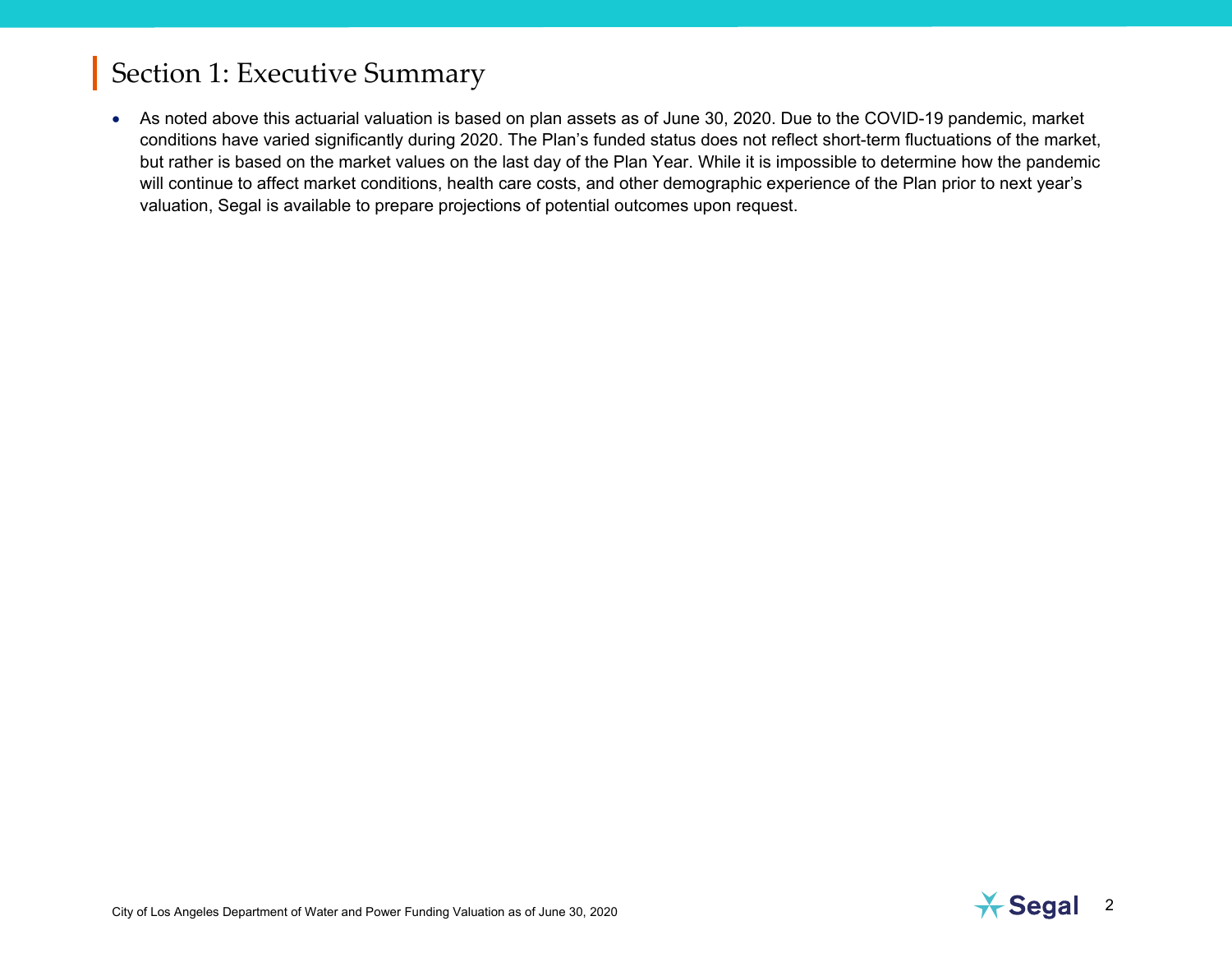# Section 1: Executive Summary

- As noted above this actuarial valuation is based on plan assets as of June 30, 2020. Due to the COVID-19 pandemic, market conditions have varied significantly during 2020. The Plan's funded status does not reflect short-term fluctuations of the market, but rather is based on the market values on the last day of the Plan Year. While it is impossible to determine how the pandemic will continue to affect market conditions, health care costs, and other demographic experience of the Plan prior to next year's valuation, Segal is available to prepare projections of potential outcomes upon request.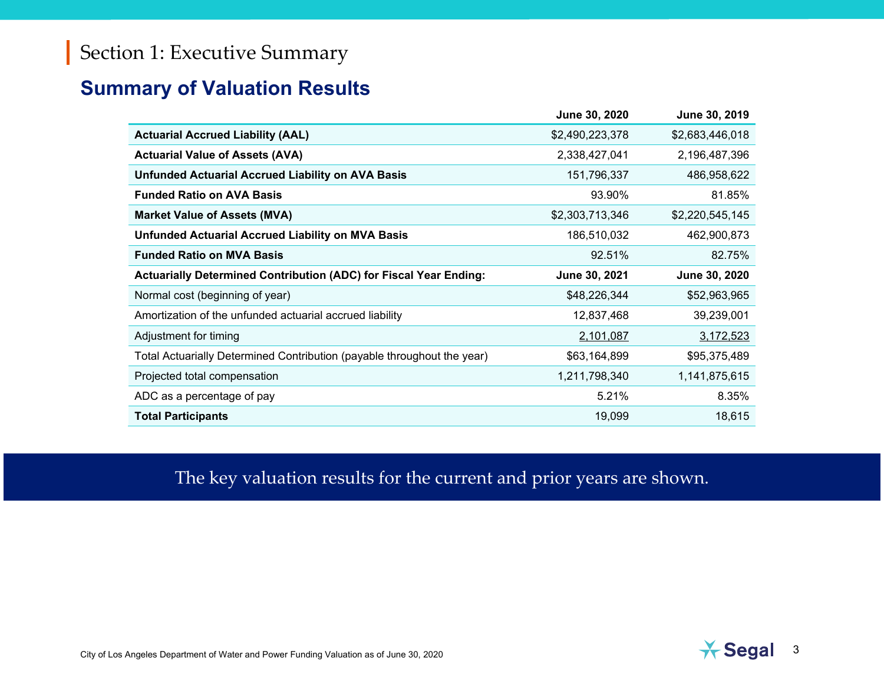# Section 1: Executive Summary

## Summary of Valuation Results

| | June 30, 2020 | June 30, 2019 |
|---|---|---|
| **Actuarial Accrued Liability (AAL)** | $2,490,223,378 | $2,683,446,018 |
| **Actuarial Value of Assets (AVA)** | 2,338,427,041 | 2,196,487,396 |
| **Unfunded Actuarial Accrued Liability on AVA Basis** | 151,796,337 | 486,958,622 |
| **Funded Ratio on AVA Basis** | 93.90% | 81.85% |
| **Market Value of Assets (MVA)** | $2,303,713,346 | $2,220,545,145 |
| **Unfunded Actuarial Accrued Liability on MVA Basis** | 186,510,032 | 462,900,873 |
| **Funded Ratio on MVA Basis** | 92.51% | 82.75% |
| **Actuarially Determined Contribution (ADC) for Fiscal Year Ending:** | **June 30, 2021** | **June 30, 2020** |
| Normal cost (beginning of year) | $48,226,344 | $52,963,965 |
| Amortization of the unfunded actuarial accrued liability | 12,837,468 | 39,239,001 |
| Adjustment for timing | 2,101,087 | 3,172,523 |
| Total Actuarially Determined Contribution (payable throughout the year) | $63,164,899 | $95,375,489 |
| Projected total compensation | 1,211,798,340 | 1,141,875,615 |
| ADC as a percentage of pay | 5.21% | 8.35% |
| **Total Participants** | 19,099 | 18,615 |

The key valuation results for the current and prior years are shown.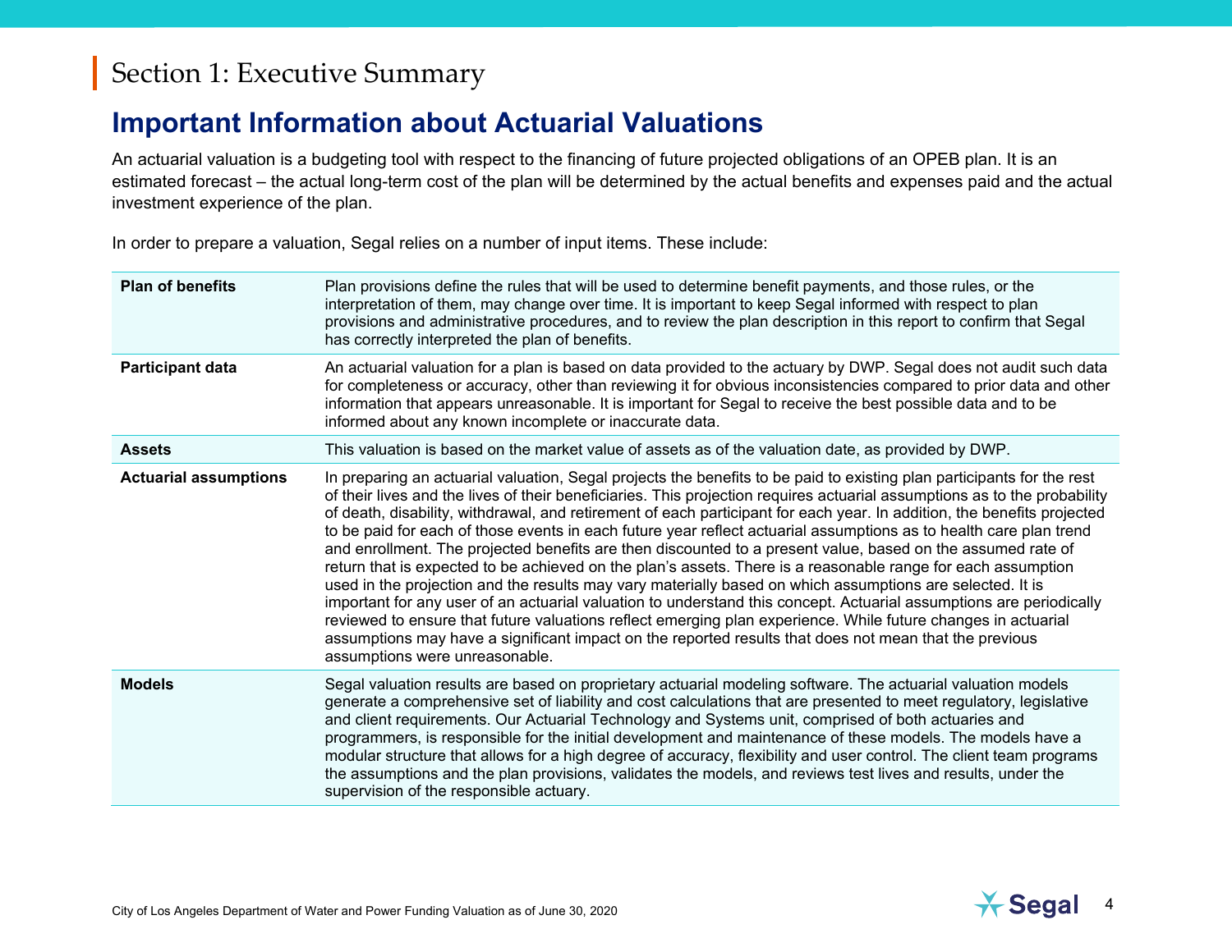# Section 1: Executive Summary

## Important Information about Actuarial Valuations

An actuarial valuation is a budgeting tool with respect to the financing of future projected obligations of an OPEB plan. It is an estimated forecast – the actual long-term cost of the plan will be determined by the actual benefits and expenses paid and the actual investment experience of the plan.

In order to prepare a valuation, Segal relies on a number of input items. These include:

| | |
|---|---|
| **Plan of benefits** | Plan provisions define the rules that will be used to determine benefit payments, and those rules, or the interpretation of them, may change over time. It is important to keep Segal informed with respect to plan provisions and administrative procedures, and to review the plan description in this report to confirm that Segal has correctly interpreted the plan of benefits. |
| **Participant data** | An actuarial valuation for a plan is based on data provided to the actuary by DWP. Segal does not audit such data for completeness or accuracy, other than reviewing it for obvious inconsistencies compared to prior data and other information that appears unreasonable. It is important for Segal to receive the best possible data and to be informed about any known incomplete or inaccurate data. |
| **Assets** | This valuation is based on the market value of assets as of the valuation date, as provided by DWP. |
| **Actuarial assumptions** | In preparing an actuarial valuation, Segal projects the benefits to be paid to existing plan participants for the rest of their lives and the lives of their beneficiaries. This projection requires actuarial assumptions as to the probability of death, disability, withdrawal, and retirement of each participant for each year. In addition, the benefits projected to be paid for each of those events in each future year reflect actuarial assumptions as to health care plan trend and enrollment. The projected benefits are then discounted to a present value, based on the assumed rate of return that is expected to be achieved on the plan's assets. There is a reasonable range for each assumption used in the projection and the results may vary materially based on which assumptions are selected. It is important for any user of an actuarial valuation to understand this concept. Actuarial assumptions are periodically reviewed to ensure that future valuations reflect emerging plan experience. While future changes in actuarial assumptions may have a significant impact on the reported results that does not mean that the previous assumptions were unreasonable. |
| **Models** | Segal valuation results are based on proprietary actuarial modeling software. The actuarial valuation models generate a comprehensive set of liability and cost calculations that are presented to meet regulatory, legislative and client requirements. Our Actuarial Technology and Systems unit, comprised of both actuaries and programmers, is responsible for the initial development and maintenance of these models. The models have a modular structure that allows for a high degree of accuracy, flexibility and user control. The client team programs the assumptions and the plan provisions, validates the models, and reviews test lives and results, under the supervision of the responsible actuary. |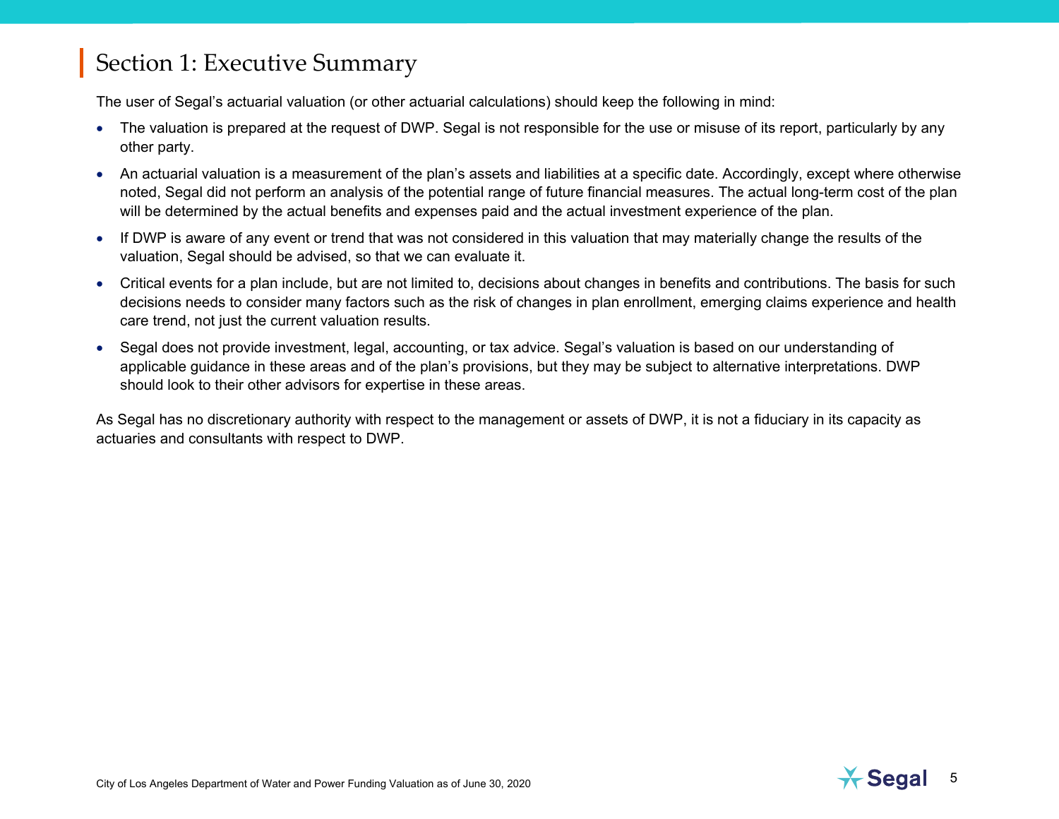# Section 1: Executive Summary

The user of Segal's actuarial valuation (or other actuarial calculations) should keep the following in mind:

- The valuation is prepared at the request of DWP. Segal is not responsible for the use or misuse of its report, particularly by any other party.
- An actuarial valuation is a measurement of the plan's assets and liabilities at a specific date. Accordingly, except where otherwise noted, Segal did not perform an analysis of the potential range of future financial measures. The actual long-term cost of the plan will be determined by the actual benefits and expenses paid and the actual investment experience of the plan.
- If DWP is aware of any event or trend that was not considered in this valuation that may materially change the results of the valuation, Segal should be advised, so that we can evaluate it.
- Critical events for a plan include, but are not limited to, decisions about changes in benefits and contributions. The basis for such decisions needs to consider many factors such as the risk of changes in plan enrollment, emerging claims experience and health care trend, not just the current valuation results.
- Segal does not provide investment, legal, accounting, or tax advice. Segal's valuation is based on our understanding of applicable guidance in these areas and of the plan's provisions, but they may be subject to alternative interpretations. DWP should look to their other advisors for expertise in these areas.

As Segal has no discretionary authority with respect to the management or assets of DWP, it is not a fiduciary in its capacity as actuaries and consultants with respect to DWP.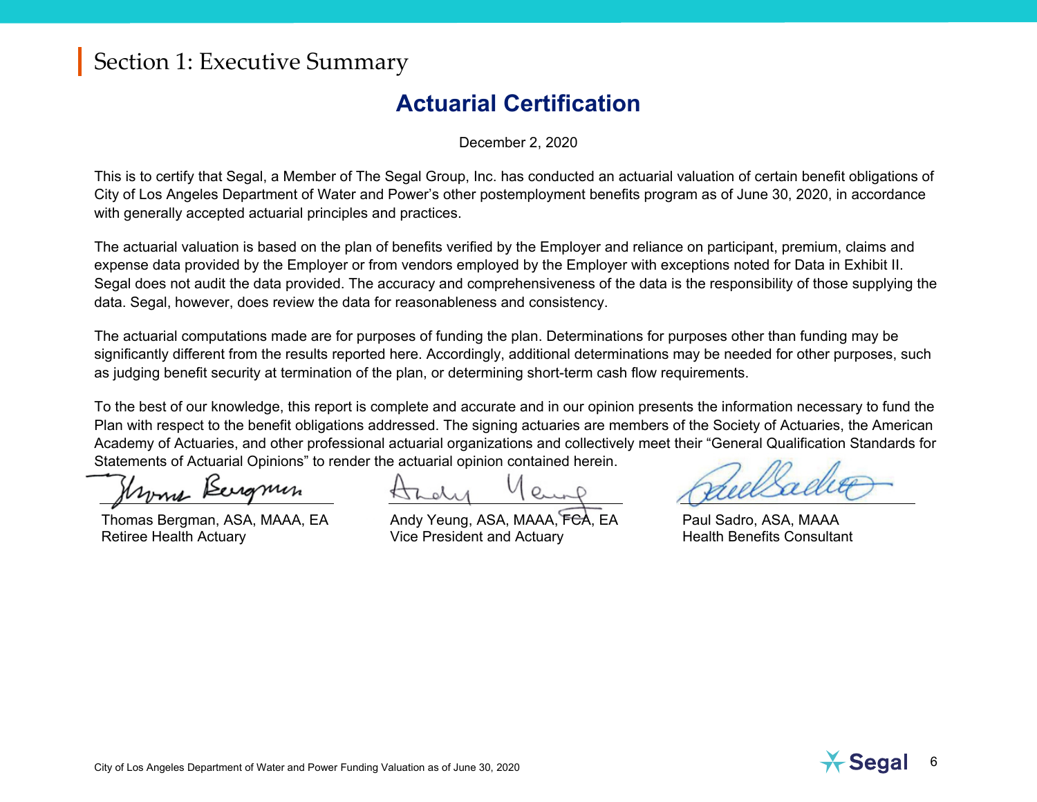# Section 1: Executive Summary

## Actuarial Certification

December 2, 2020

This is to certify that Segal, a Member of The Segal Group, Inc. has conducted an actuarial valuation of certain benefit obligations of City of Los Angeles Department of Water and Power's other postemployment benefits program as of June 30, 2020, in accordance with generally accepted actuarial principles and practices.

The actuarial valuation is based on the plan of benefits verified by the Employer and reliance on participant, premium, claims and expense data provided by the Employer or from vendors employed by the Employer with exceptions noted for Data in Exhibit II. Segal does not audit the data provided. The accuracy and comprehensiveness of the data is the responsibility of those supplying the data. Segal, however, does review the data for reasonableness and consistency.

The actuarial computations made are for purposes of funding the plan. Determinations for purposes other than funding may be significantly different from the results reported here. Accordingly, additional determinations may be needed for other purposes, such as judging benefit security at termination of the plan, or determining short-term cash flow requirements.

To the best of our knowledge, this report is complete and accurate and in our opinion presents the information necessary to fund the Plan with respect to the benefit obligations addressed. The signing actuaries are members of the Society of Actuaries, the American Academy of Actuaries, and other professional actuarial organizations and collectively meet their "General Qualification Standards for Statements of Actuarial Opinions" to render the actuarial opinion contained herein.

Thomas Bergman, ASA, MAAA, EA
Retiree Health Actuary

Andy Yeung, ASA, MAAA, FCA, EA
Vice President and Actuary

Paul Sadro, ASA, MAAA
Health Benefits Consultant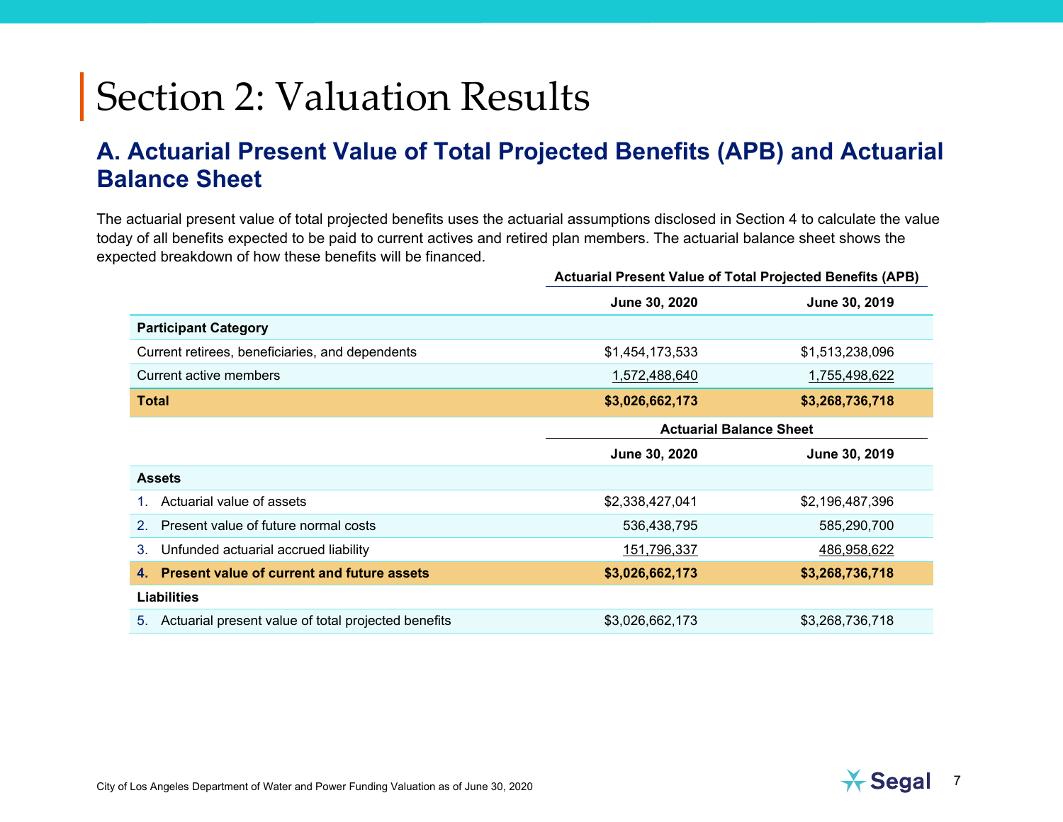# Section 2: Valuation Results

## A. Actuarial Present Value of Total Projected Benefits (APB) and Actuarial Balance Sheet

The actuarial present value of total projected benefits uses the actuarial assumptions disclosed in Section 4 to calculate the value today of all benefits expected to be paid to current actives and retired plan members. The actuarial balance sheet shows the expected breakdown of how these benefits will be financed.

| | Actuarial Present Value of Total Projected Benefits (APB) | |
|---|---|---|
| | **June 30, 2020** | **June 30, 2019** |
| **Participant Category** | | |
| Current retirees, beneficiaries, and dependents | $1,454,173,533 | $1,513,238,096 |
| Current active members | 1,572,488,640 | 1,755,498,622 |
| **Total** | **$3,026,662,173** | **$3,268,736,718** |

| | Actuarial Balance Sheet | |
|---|---|---|
| | **June 30, 2020** | **June 30, 2019** |
| **Assets** | | |
| 1. Actuarial value of assets | $2,338,427,041 | $2,196,487,396 |
| 2. Present value of future normal costs | 536,438,795 | 585,290,700 |
| 3. Unfunded actuarial accrued liability | 151,796,337 | 486,958,622 |
| **4. Present value of current and future assets** | **$3,026,662,173** | **$3,268,736,718** |
| **Liabilities** | | |
| 5. Actuarial present value of total projected benefits | $3,026,662,173 | $3,268,736,718 |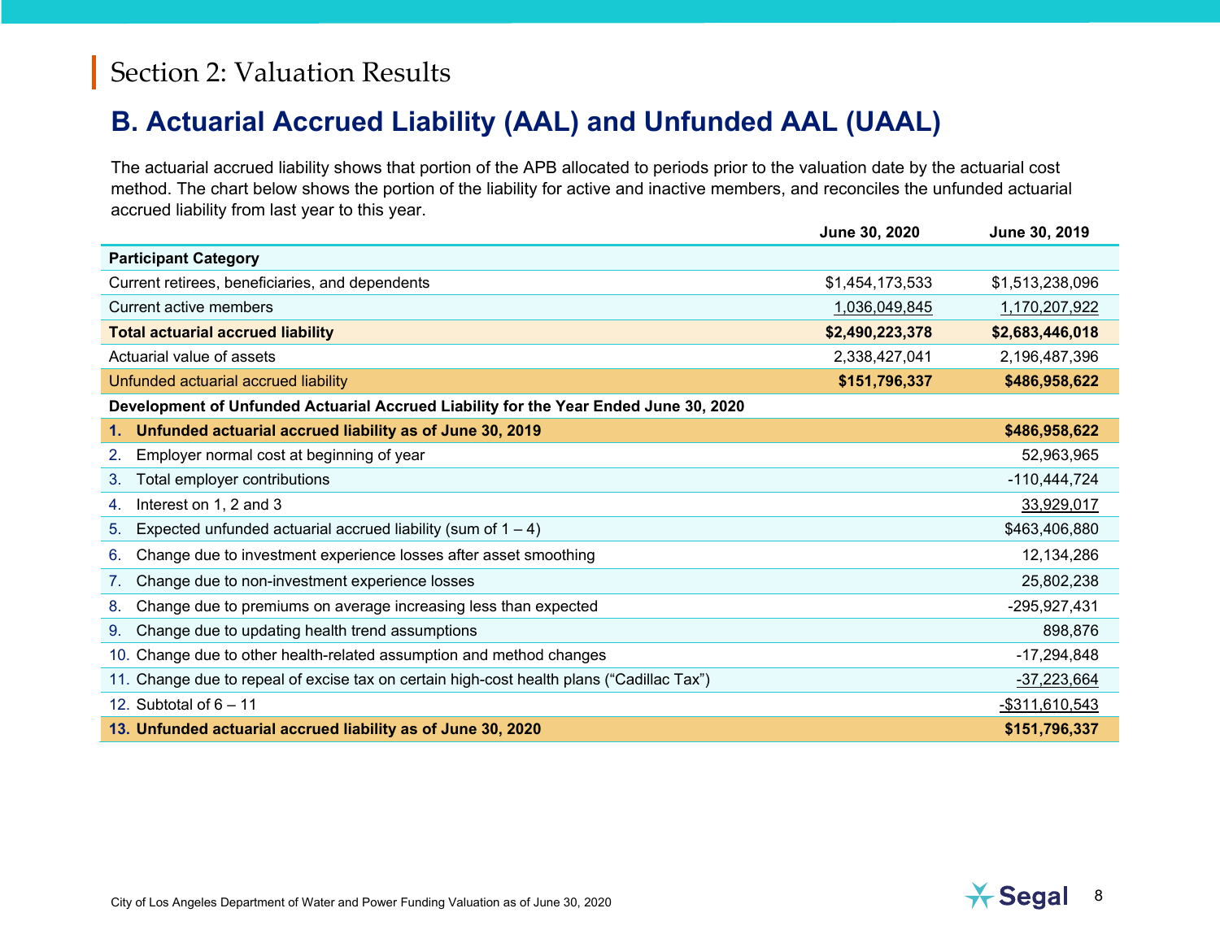## Section 2: Valuation Results

# B. Actuarial Accrued Liability (AAL) and Unfunded AAL (UAAL)

The actuarial accrued liability shows that portion of the APB allocated to periods prior to the valuation date by the actuarial cost method. The chart below shows the portion of the liability for active and inactive members, and reconciles the unfunded actuarial accrued liability from last year to this year.

| | June 30, 2020 | June 30, 2019 |
|---|---|---|
| **Participant Category** | | |
| Current retirees, beneficiaries, and dependents | $1,454,173,533 | $1,513,238,096 |
| Current active members | 1,036,049,845 | 1,170,207,922 |
| **Total actuarial accrued liability** | **$2,490,223,378** | **$2,683,446,018** |
| Actuarial value of assets | 2,338,427,041 | 2,196,487,396 |
| Unfunded actuarial accrued liability | **$151,796,337** | **$486,958,622** |
| **Development of Unfunded Actuarial Accrued Liability for the Year Ended June 30, 2020** | | |
| **1. Unfunded actuarial accrued liability as of June 30, 2019** | | **$486,958,622** |
| 2. Employer normal cost at beginning of year | | 52,963,965 |
| 3. Total employer contributions | | -110,444,724 |
| 4. Interest on 1, 2 and 3 | | 33,929,017 |
| 5. Expected unfunded actuarial accrued liability (sum of 1 – 4) | | $463,406,880 |
| 6. Change due to investment experience losses after asset smoothing | | 12,134,286 |
| 7. Change due to non-investment experience losses | | 25,802,238 |
| 8. Change due to premiums on average increasing less than expected | | -295,927,431 |
| 9. Change due to updating health trend assumptions | | 898,876 |
| 10. Change due to other health-related assumption and method changes | | -17,294,848 |
| 11. Change due to repeal of excise tax on certain high-cost health plans ("Cadillac Tax") | | -37,223,664 |
| 12. Subtotal of 6 – 11 | | -$311,610,543 |
| **13. Unfunded actuarial accrued liability as of June 30, 2020** | | **$151,796,337** |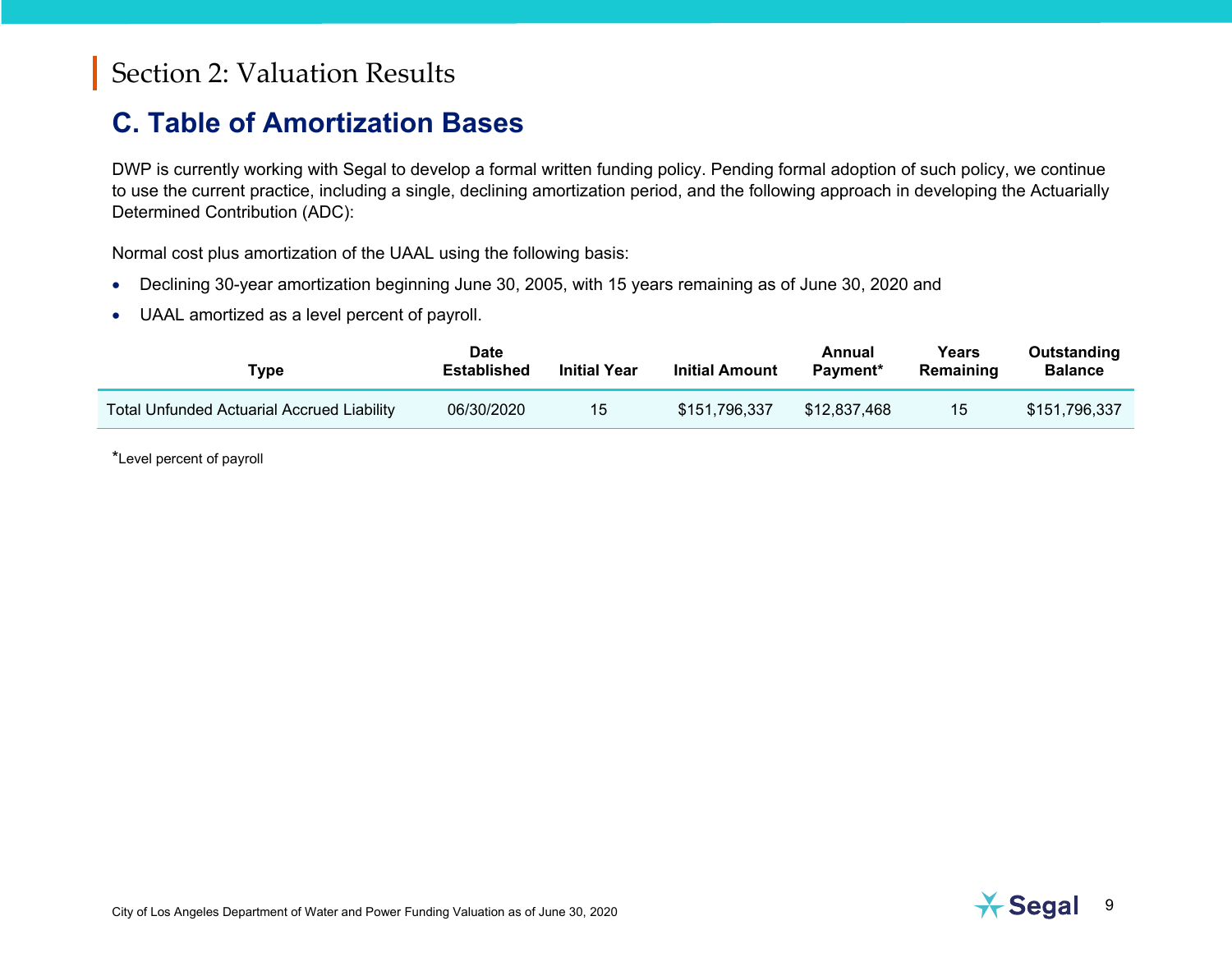# Section 2: Valuation Results

## C. Table of Amortization Bases

DWP is currently working with Segal to develop a formal written funding policy. Pending formal adoption of such policy, we continue to use the current practice, including a single, declining amortization period, and the following approach in developing the Actuarially Determined Contribution (ADC):

Normal cost plus amortization of the UAAL using the following basis:

- Declining 30-year amortization beginning June 30, 2005, with 15 years remaining as of June 30, 2020 and
- UAAL amortized as a level percent of payroll.

| Type | Date Established | Initial Year | Initial Amount | Annual Payment* | Years Remaining | Outstanding Balance |
|---|---|---|---|---|---|---|
| Total Unfunded Actuarial Accrued Liability | 06/30/2020 | 15 | $151,796,337 | $12,837,468 | 15 | $151,796,337 |

*Level percent of payroll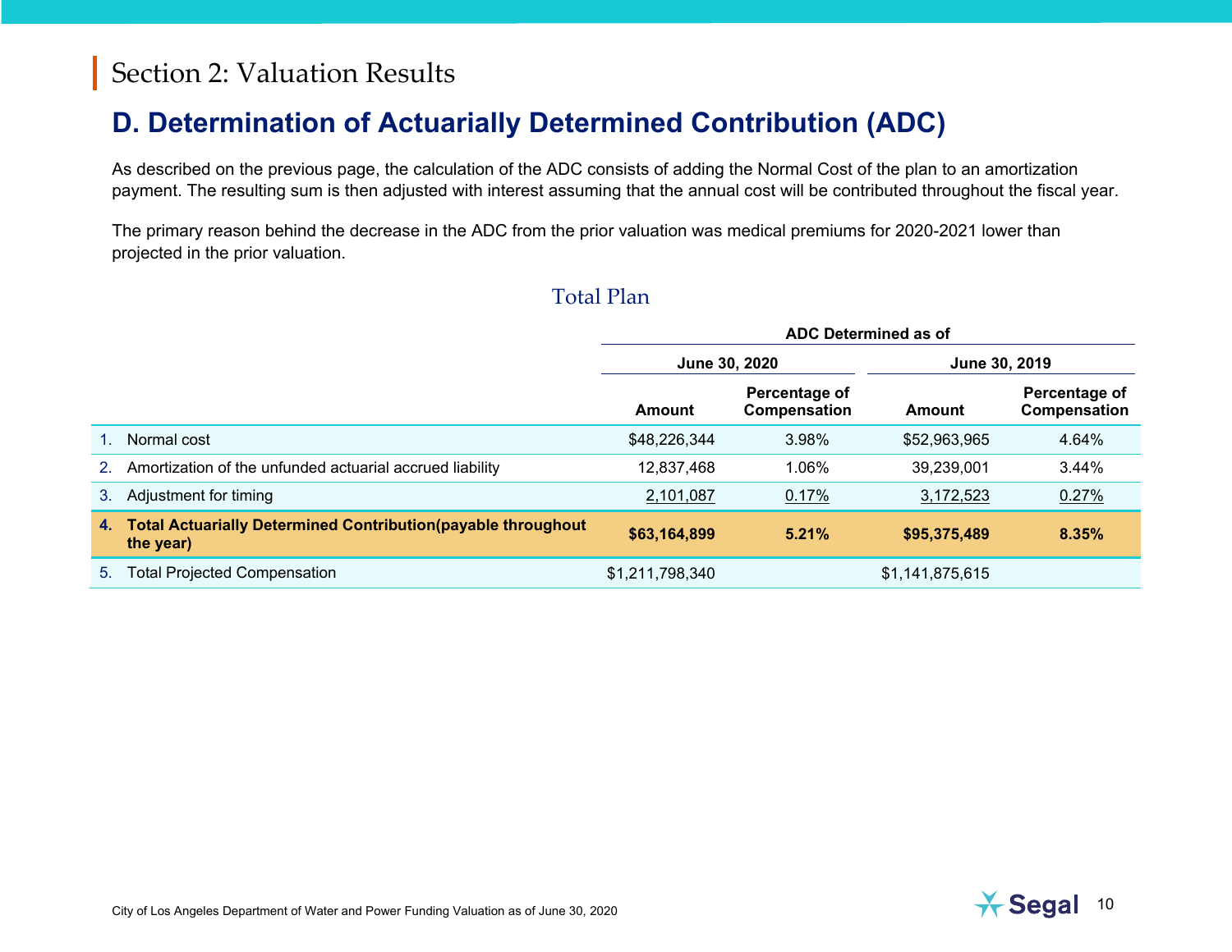# Section 2: Valuation Results

## D. Determination of Actuarially Determined Contribution (ADC)

As described on the previous page, the calculation of the ADC consists of adding the Normal Cost of the plan to an amortization payment. The resulting sum is then adjusted with interest assuming that the annual cost will be contributed throughout the fiscal year.

The primary reason behind the decrease in the ADC from the prior valuation was medical premiums for 2020-2021 lower than projected in the prior valuation.

### Total Plan

| | ADC Determined as of | | | |
|---|---|---|---|---|
| | June 30, 2020 | | June 30, 2019 | |
| | Amount | Percentage of Compensation | Amount | Percentage of Compensation |
| 1. Normal cost | $48,226,344 | 3.98% | $52,963,965 | 4.64% |
| 2. Amortization of the unfunded actuarial accrued liability | 12,837,468 | 1.06% | 39,239,001 | 3.44% |
| 3. Adjustment for timing | 2,101,087 | 0.17% | 3,172,523 | 0.27% |
| **4. Total Actuarially Determined Contribution(payable throughout the year)** | **$63,164,899** | **5.21%** | **$95,375,489** | **8.35%** |
| 5. Total Projected Compensation | $1,211,798,340 | | $1,141,875,615 | |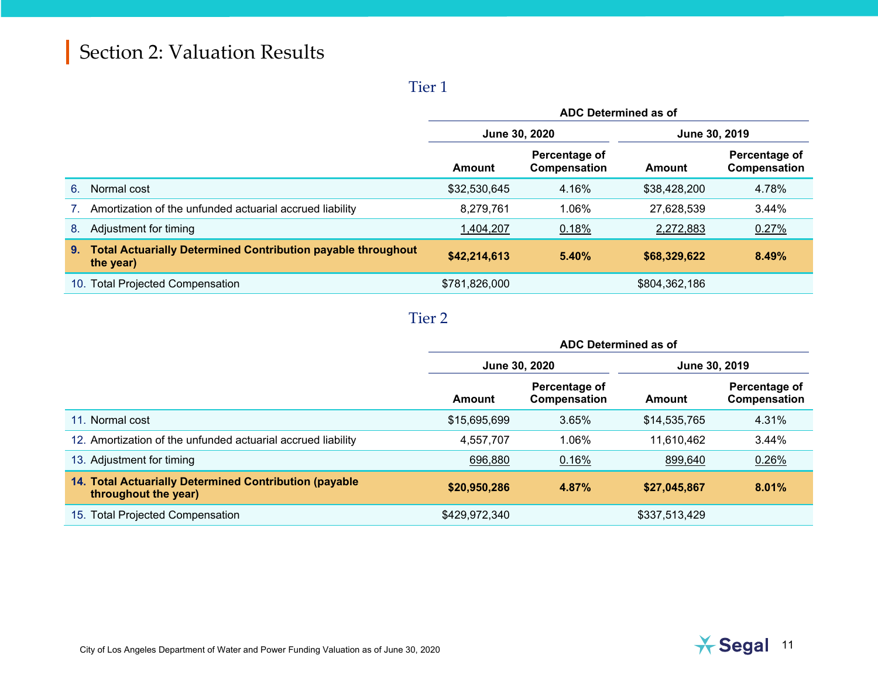## Section 2: Valuation Results

### Tier 1

| | ADC Determined as of | | | |
|---|---|---|---|---|
| | June 30, 2020 | | June 30, 2019 | |
| | Amount | Percentage of Compensation | Amount | Percentage of Compensation |
| 6. Normal cost | $32,530,645 | 4.16% | $38,428,200 | 4.78% |
| 7. Amortization of the unfunded actuarial accrued liability | 8,279,761 | 1.06% | 27,628,539 | 3.44% |
| 8. Adjustment for timing | 1,404,207 | 0.18% | 2,272,883 | 0.27% |
| **9. Total Actuarially Determined Contribution payable throughout the year)** | **$42,214,613** | **5.40%** | **$68,329,622** | **8.49%** |
| 10. Total Projected Compensation | $781,826,000 | | $804,362,186 | |

### Tier 2

| | ADC Determined as of | | | |
|---|---|---|---|---|
| | June 30, 2020 | | June 30, 2019 | |
| | Amount | Percentage of Compensation | Amount | Percentage of Compensation |
| 11. Normal cost | $15,695,699 | 3.65% | $14,535,765 | 4.31% |
| 12. Amortization of the unfunded actuarial accrued liability | 4,557,707 | 1.06% | 11,610,462 | 3.44% |
| 13. Adjustment for timing | 696,880 | 0.16% | 899,640 | 0.26% |
| **14. Total Actuarially Determined Contribution (payable throughout the year)** | **$20,950,286** | **4.87%** | **$27,045,867** | **8.01%** |
| 15. Total Projected Compensation | $429,972,340 | | $337,513,429 | |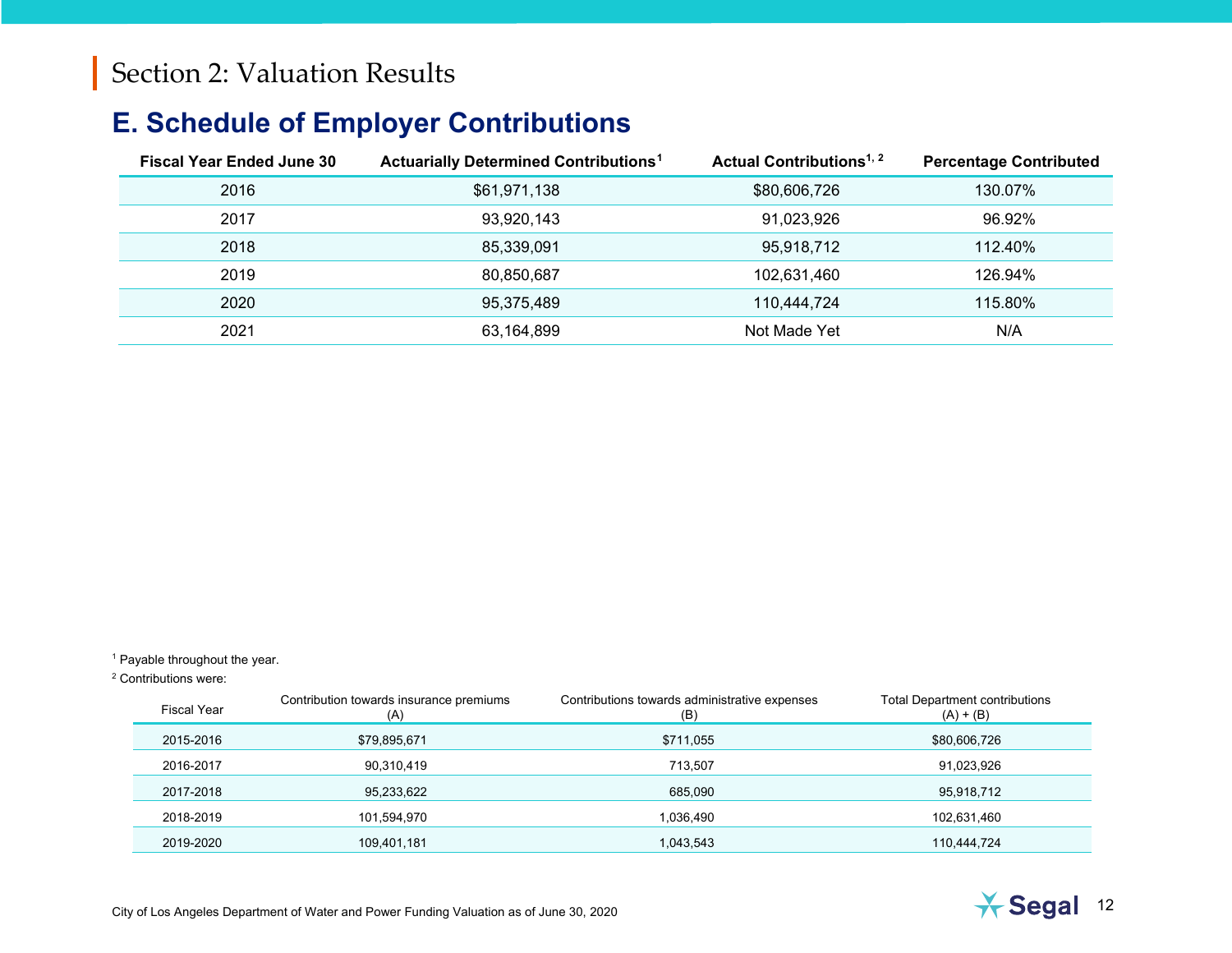# Section 2: Valuation Results

## E. Schedule of Employer Contributions

| Fiscal Year Ended June 30 | Actuarially Determined Contributions[1] | Actual Contributions[1, 2] | Percentage Contributed |
|---|---|---|---|
| 2016 | $61,971,138 | $80,606,726 | 130.07% |
| 2017 | 93,920,143 | 91,023,926 | 96.92% |
| 2018 | 85,339,091 | 95,918,712 | 112.40% |
| 2019 | 80,850,687 | 102,631,460 | 126.94% |
| 2020 | 95,375,489 | 110,444,724 | 115.80% |
| 2021 | 63,164,899 | Not Made Yet | N/A |

[1] Payable throughout the year.

[2] Contributions were:

| Fiscal Year | Contribution towards insurance premiums (A) | Contributions towards administrative expenses (B) | Total Department contributions (A) + (B) |
|---|---|---|---|
| 2015-2016 | $79,895,671 | $711,055 | $80,606,726 |
| 2016-2017 | 90,310,419 | 713,507 | 91,023,926 |
| 2017-2018 | 95,233,622 | 685,090 | 95,918,712 |
| 2018-2019 | 101,594,970 | 1,036,490 | 102,631,460 |
| 2019-2020 | 109,401,181 | 1,043,543 | 110,444,724 |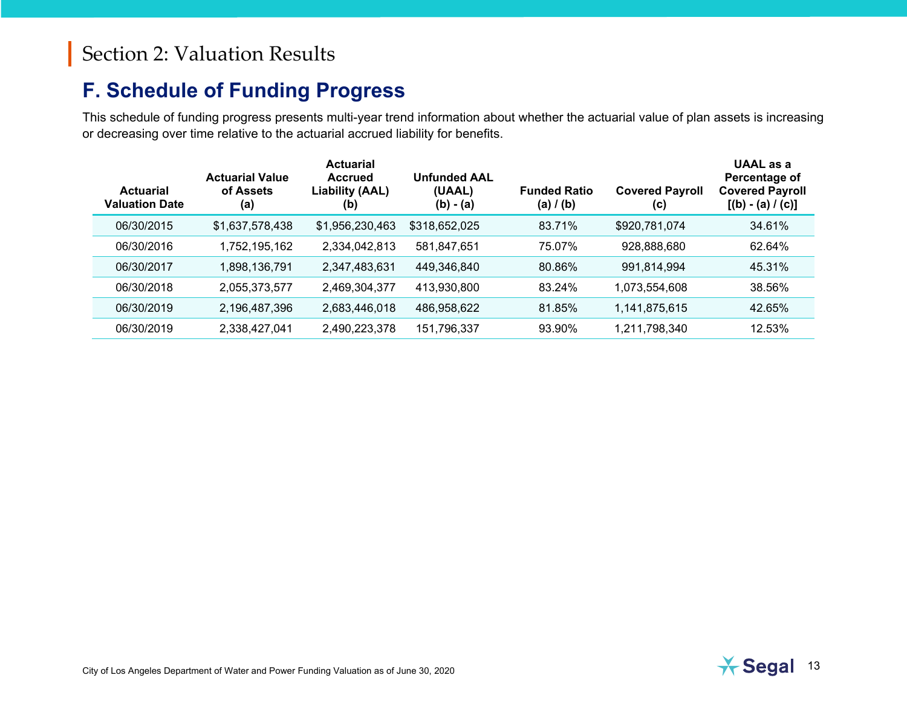Section 2: Valuation Results

## F. Schedule of Funding Progress

This schedule of funding progress presents multi-year trend information about whether the actuarial value of plan assets is increasing or decreasing over time relative to the actuarial accrued liability for benefits.

| Actuarial Valuation Date | Actuarial Value of Assets (a) | Actuarial Accrued Liability (AAL) (b) | Unfunded AAL (UAAL) (b) - (a) | Funded Ratio (a) / (b) | Covered Payroll (c) | UAAL as a Percentage of Covered Payroll [(b) - (a) / (c)] |
|---|---|---|---|---|---|---|
| 06/30/2015 | $1,637,578,438 | $1,956,230,463 | $318,652,025 | 83.71% | $920,781,074 | 34.61% |
| 06/30/2016 | 1,752,195,162 | 2,334,042,813 | 581,847,651 | 75.07% | 928,888,680 | 62.64% |
| 06/30/2017 | 1,898,136,791 | 2,347,483,631 | 449,346,840 | 80.86% | 991,814,994 | 45.31% |
| 06/30/2018 | 2,055,373,577 | 2,469,304,377 | 413,930,800 | 83.24% | 1,073,554,608 | 38.56% |
| 06/30/2019 | 2,196,487,396 | 2,683,446,018 | 486,958,622 | 81.85% | 1,141,875,615 | 42.65% |
| 06/30/2019 | 2,338,427,041 | 2,490,223,378 | 151,796,337 | 93.90% | 1,211,798,340 | 12.53% |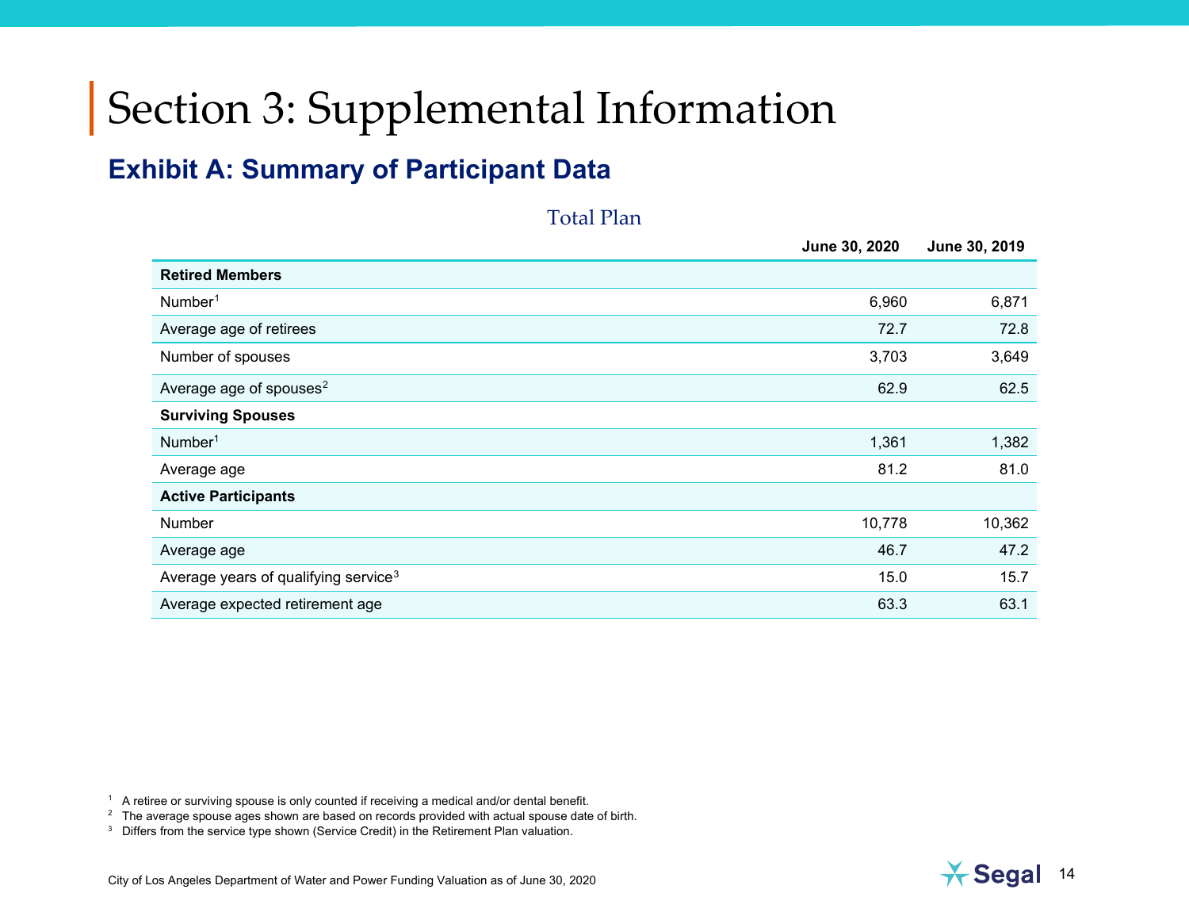# Section 3: Supplemental Information

## Exhibit A: Summary of Participant Data

Total Plan

| | June 30, 2020 | June 30, 2019 |
|---|---|---|
| **Retired Members** | | |
| Number[1] | 6,960 | 6,871 |
| Average age of retirees | 72.7 | 72.8 |
| Number of spouses | 3,703 | 3,649 |
| Average age of spouses[2] | 62.9 | 62.5 |
| **Surviving Spouses** | | |
| Number[1] | 1,361 | 1,382 |
| Average age | 81.2 | 81.0 |
| **Active Participants** | | |
| Number | 10,778 | 10,362 |
| Average age | 46.7 | 47.2 |
| Average years of qualifying service[3] | 15.0 | 15.7 |
| Average expected retirement age | 63.3 | 63.1 |

[1] A retiree or surviving spouse is only counted if receiving a medical and/or dental benefit.

[2] The average spouse ages shown are based on records provided with actual spouse date of birth.

[3] Differs from the service type shown (Service Credit) in the Retirement Plan valuation.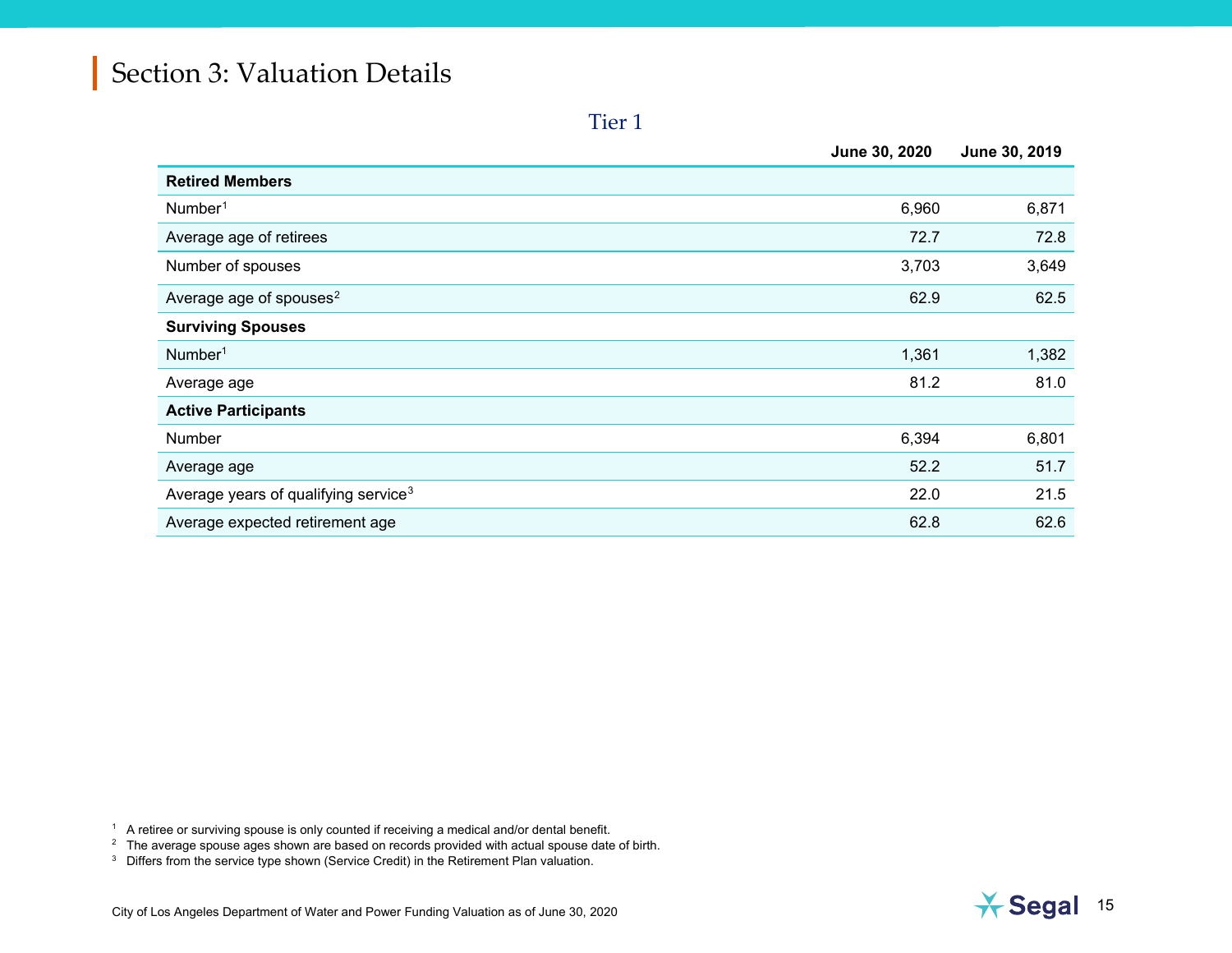# Section 3: Valuation Details

## Tier 1

| | June 30, 2020 | June 30, 2019 |
|---|---|---|
| **Retired Members** | | |
| Number[1] | 6,960 | 6,871 |
| Average age of retirees | 72.7 | 72.8 |
| Number of spouses | 3,703 | 3,649 |
| Average age of spouses[2] | 62.9 | 62.5 |
| **Surviving Spouses** | | |
| Number[1] | 1,361 | 1,382 |
| Average age | 81.2 | 81.0 |
| **Active Participants** | | |
| Number | 6,394 | 6,801 |
| Average age | 52.2 | 51.7 |
| Average years of qualifying service[3] | 22.0 | 21.5 |
| Average expected retirement age | 62.8 | 62.6 |

[1] A retiree or surviving spouse is only counted if receiving a medical and/or dental benefit.

[2] The average spouse ages shown are based on records provided with actual spouse date of birth.

[3] Differs from the service type shown (Service Credit) in the Retirement Plan valuation.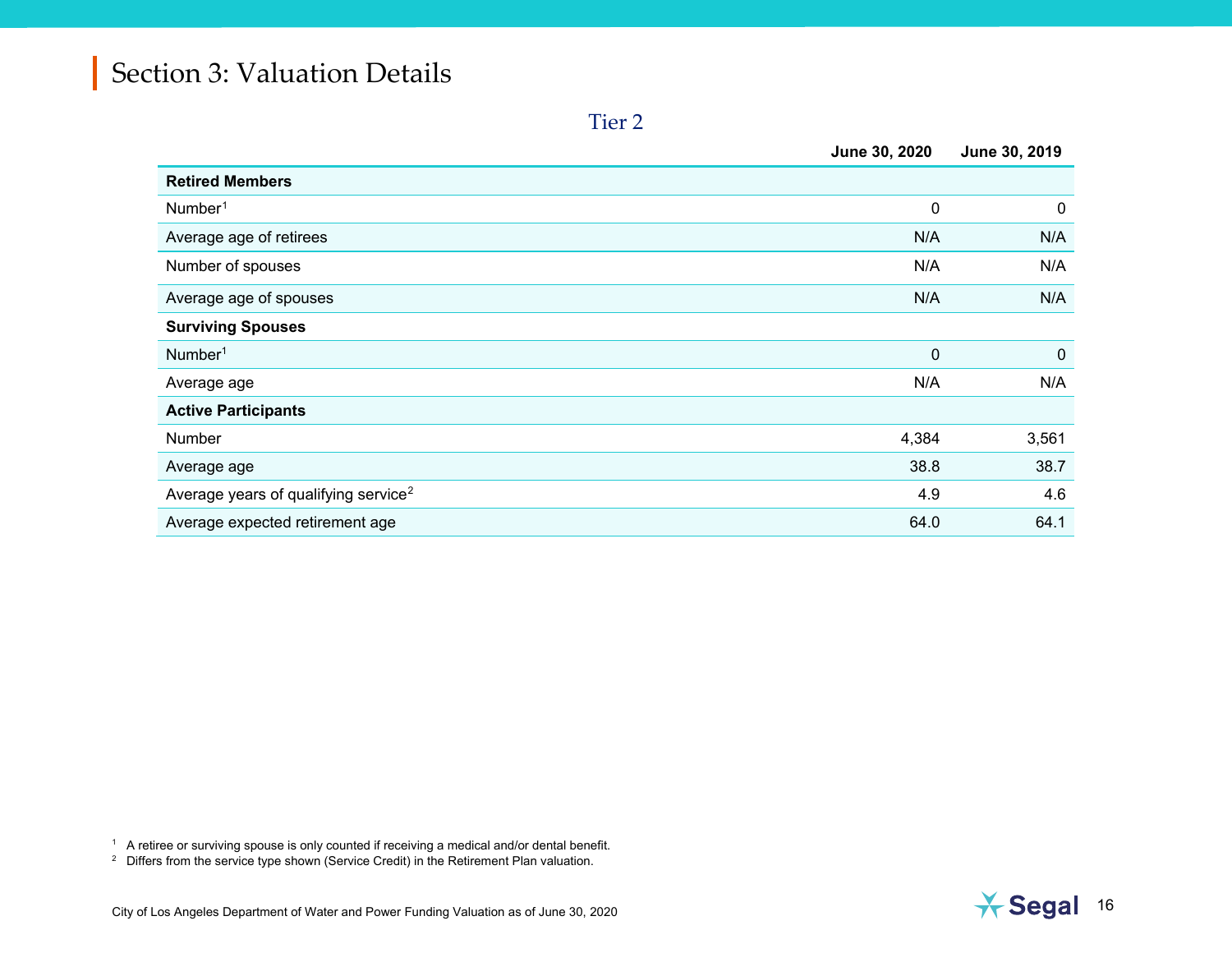## Section 3: Valuation Details

### Tier 2

| | June 30, 2020 | June 30, 2019 |
|---|---|---|
| **Retired Members** | | |
| Number[1] | 0 | 0 |
| Average age of retirees | N/A | N/A |
| Number of spouses | N/A | N/A |
| Average age of spouses | N/A | N/A |
| **Surviving Spouses** | | |
| Number[1] | 0 | 0 |
| Average age | N/A | N/A |
| **Active Participants** | | |
| Number | 4,384 | 3,561 |
| Average age | 38.8 | 38.7 |
| Average years of qualifying service[2] | 4.9 | 4.6 |
| Average expected retirement age | 64.0 | 64.1 |

[1] A retiree or surviving spouse is only counted if receiving a medical and/or dental benefit.

[2] Differs from the service type shown (Service Credit) in the Retirement Plan valuation.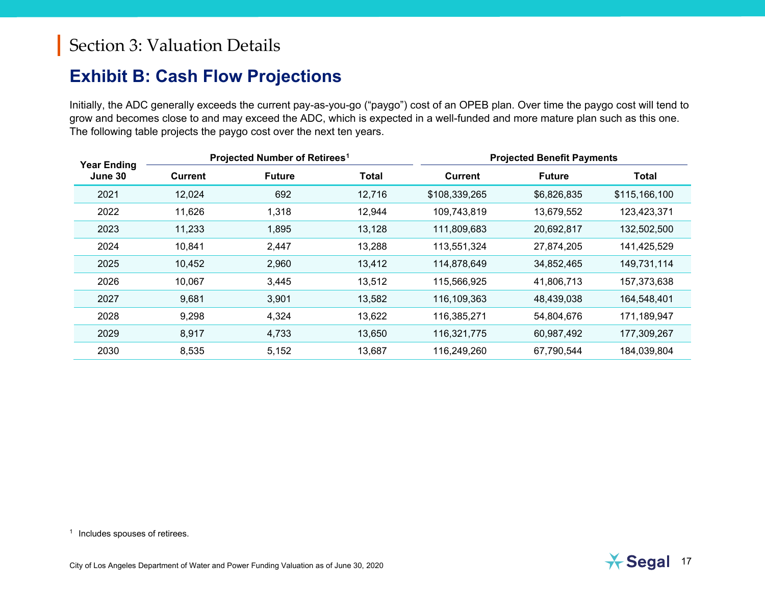# Section 3: Valuation Details

## Exhibit B: Cash Flow Projections

Initially, the ADC generally exceeds the current pay-as-you-go ("paygo") cost of an OPEB plan. Over time the paygo cost will tend to grow and becomes close to and may exceed the ADC, which is expected in a well-funded and more mature plan such as this one. The following table projects the paygo cost over the next ten years.

| Year Ending June 30 | Projected Number of Retirees[1] | | | Projected Benefit Payments | | |
|---|---|---|---|---|---|---|
| | Current | Future | Total | Current | Future | Total |
| 2021 | 12,024 | 692 | 12,716 | $108,339,265 | $6,826,835 | $115,166,100 |
| 2022 | 11,626 | 1,318 | 12,944 | 109,743,819 | 13,679,552 | 123,423,371 |
| 2023 | 11,233 | 1,895 | 13,128 | 111,809,683 | 20,692,817 | 132,502,500 |
| 2024 | 10,841 | 2,447 | 13,288 | 113,551,324 | 27,874,205 | 141,425,529 |
| 2025 | 10,452 | 2,960 | 13,412 | 114,878,649 | 34,852,465 | 149,731,114 |
| 2026 | 10,067 | 3,445 | 13,512 | 115,566,925 | 41,806,713 | 157,373,638 |
| 2027 | 9,681 | 3,901 | 13,582 | 116,109,363 | 48,439,038 | 164,548,401 |
| 2028 | 9,298 | 4,324 | 13,622 | 116,385,271 | 54,804,676 | 171,189,947 |
| 2029 | 8,917 | 4,733 | 13,650 | 116,321,775 | 60,987,492 | 177,309,267 |
| 2030 | 8,535 | 5,152 | 13,687 | 116,249,260 | 67,790,544 | 184,039,804 |

[1] Includes spouses of retirees.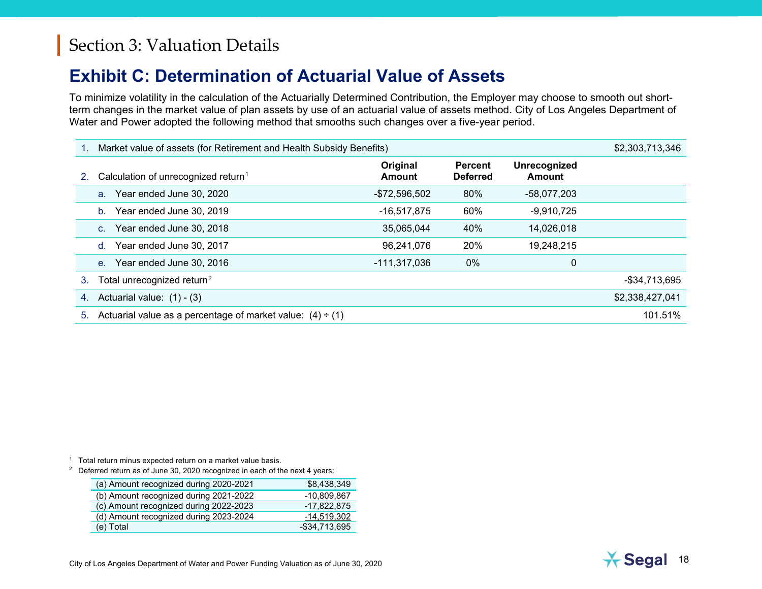## Section 3: Valuation Details

# Exhibit C: Determination of Actuarial Value of Assets

To minimize volatility in the calculation of the Actuarially Determined Contribution, the Employer may choose to smooth out short-term changes in the market value of plan assets by use of an actuarial value of assets method. City of Los Angeles Department of Water and Power adopted the following method that smooths such changes over a five-year period.

| | | Original Amount | Percent Deferred | Unrecognized Amount | |
|---|---|---|---|---|---|
| 1. | Market value of assets (for Retirement and Health Subsidy Benefits) | | | | $2,303,713,346 |
| 2. | Calculation of unrecognized return[1] | | | | |
| | a. Year ended June 30, 2020 | -$72,596,502 | 80% | -58,077,203 | |
| | b. Year ended June 30, 2019 | -16,517,875 | 60% | -9,910,725 | |
| | c. Year ended June 30, 2018 | 35,065,044 | 40% | 14,026,018 | |
| | d. Year ended June 30, 2017 | 96,241,076 | 20% | 19,248,215 | |
| | e. Year ended June 30, 2016 | -111,317,036 | 0% | 0 | |
| 3. | Total unrecognized return[2] | | | | -$34,713,695 |
| 4. | Actuarial value: (1) - (3) | | | | $2,338,427,041 |
| 5. | Actuarial value as a percentage of market value: (4) ÷ (1) | | | | 101.51% |

[1] Total return minus expected return on a market value basis.

[2] Deferred return as of June 30, 2020 recognized in each of the next 4 years:

| | |
|---|---|
| (a) Amount recognized during 2020-2021 | $8,438,349 |
| (b) Amount recognized during 2021-2022 | -10,809,867 |
| (c) Amount recognized during 2022-2023 | -17,822,875 |
| (d) Amount recognized during 2023-2024 | -14,519,302 |
| (e) Total | -$34,713,695 |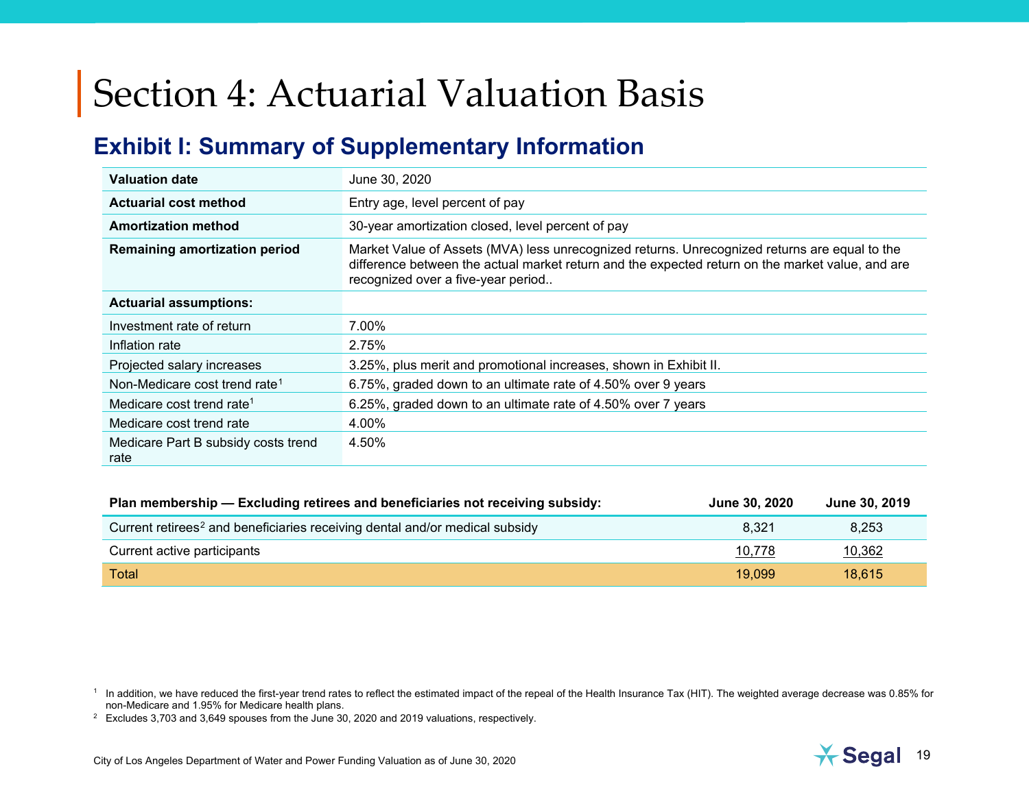# Section 4: Actuarial Valuation Basis

## Exhibit I: Summary of Supplementary Information

| | |
|---|---|
| **Valuation date** | June 30, 2020 |
| **Actuarial cost method** | Entry age, level percent of pay |
| **Amortization method** | 30-year amortization closed, level percent of pay |
| **Remaining amortization period** | Market Value of Assets (MVA) less unrecognized returns. Unrecognized returns are equal to the difference between the actual market return and the expected return on the market value, and are recognized over a five-year period.. |
| **Actuarial assumptions:** | |
| Investment rate of return | 7.00% |
| Inflation rate | 2.75% |
| Projected salary increases | 3.25%, plus merit and promotional increases, shown in Exhibit II. |
| Non-Medicare cost trend rate[1] | 6.75%, graded down to an ultimate rate of 4.50% over 9 years |
| Medicare cost trend rate[1] | 6.25%, graded down to an ultimate rate of 4.50% over 7 years |
| Medicare cost trend rate | 4.00% |
| Medicare Part B subsidy costs trend rate | 4.50% |

| Plan membership — Excluding retirees and beneficiaries not receiving subsidy: | June 30, 2020 | June 30, 2019 |
|---|---|---|
| Current retirees[2] and beneficiaries receiving dental and/or medical subsidy | 8,321 | 8,253 |
| Current active participants | 10,778 | 10,362 |
| Total | 19,099 | 18,615 |

[1] In addition, we have reduced the first-year trend rates to reflect the estimated impact of the repeal of the Health Insurance Tax (HIT). The weighted average decrease was 0.85% for non-Medicare and 1.95% for Medicare health plans.

[2] Excludes 3,703 and 3,649 spouses from the June 30, 2020 and 2019 valuations, respectively.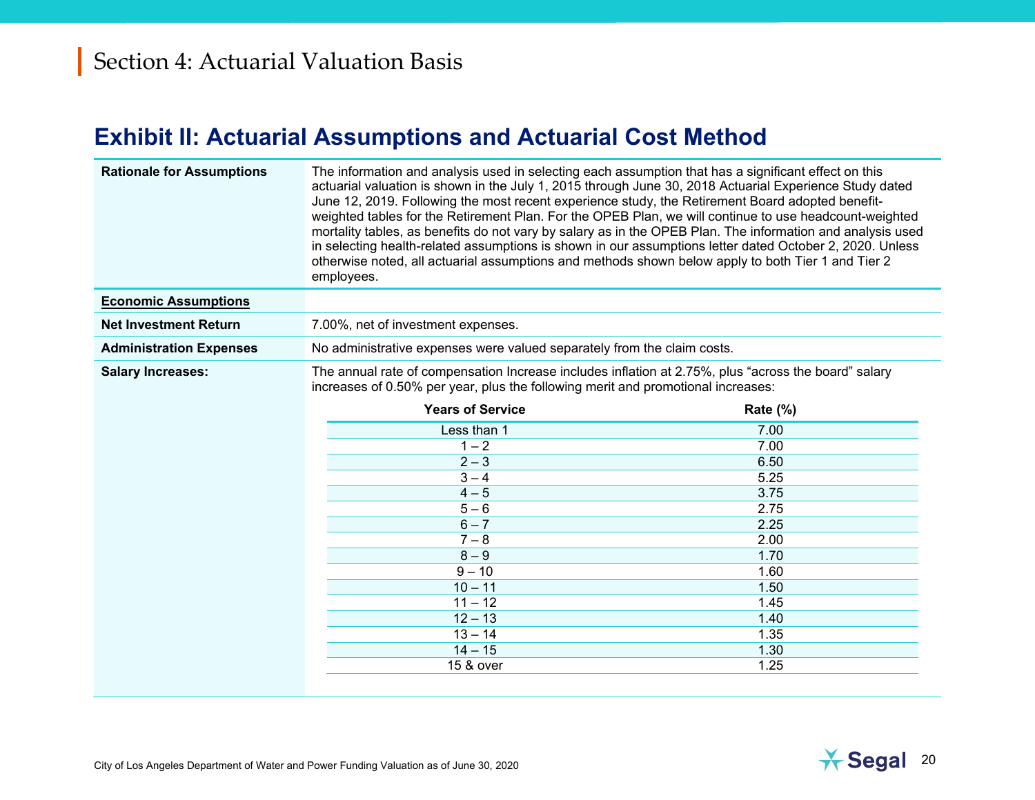# Section 4: Actuarial Valuation Basis

## Exhibit II: Actuarial Assumptions and Actuarial Cost Method

**Rationale for Assumptions**

The information and analysis used in selecting each assumption that has a significant effect on this actuarial valuation is shown in the July 1, 2015 through June 30, 2018 Actuarial Experience Study dated June 12, 2019. Following the most recent experience study, the Retirement Board adopted benefit-weighted tables for the Retirement Plan. For the OPEB Plan, we will continue to use headcount-weighted mortality tables, as benefits do not vary by salary as in the OPEB Plan. The information and analysis used in selecting health-related assumptions is shown in our assumptions letter dated October 2, 2020. Unless otherwise noted, all actuarial assumptions and methods shown below apply to both Tier 1 and Tier 2 employees.

**Economic Assumptions**

**Net Investment Return**

7.00%, net of investment expenses.

**Administration Expenses**

No administrative expenses were valued separately from the claim costs.

**Salary Increases:**

The annual rate of compensation Increase includes inflation at 2.75%, plus "across the board" salary increases of 0.50% per year, plus the following merit and promotional increases:

| Years of Service | Rate (%) |
|---|---|
| Less than 1 | 7.00 |
| 1 – 2 | 7.00 |
| 2 – 3 | 6.50 |
| 3 – 4 | 5.25 |
| 4 – 5 | 3.75 |
| 5 – 6 | 2.75 |
| 6 – 7 | 2.25 |
| 7 – 8 | 2.00 |
| 8 – 9 | 1.70 |
| 9 – 10 | 1.60 |
| 10 – 11 | 1.50 |
| 11 – 12 | 1.45 |
| 12 – 13 | 1.40 |
| 13 – 14 | 1.35 |
| 14 – 15 | 1.30 |
| 15 & over | 1.25 |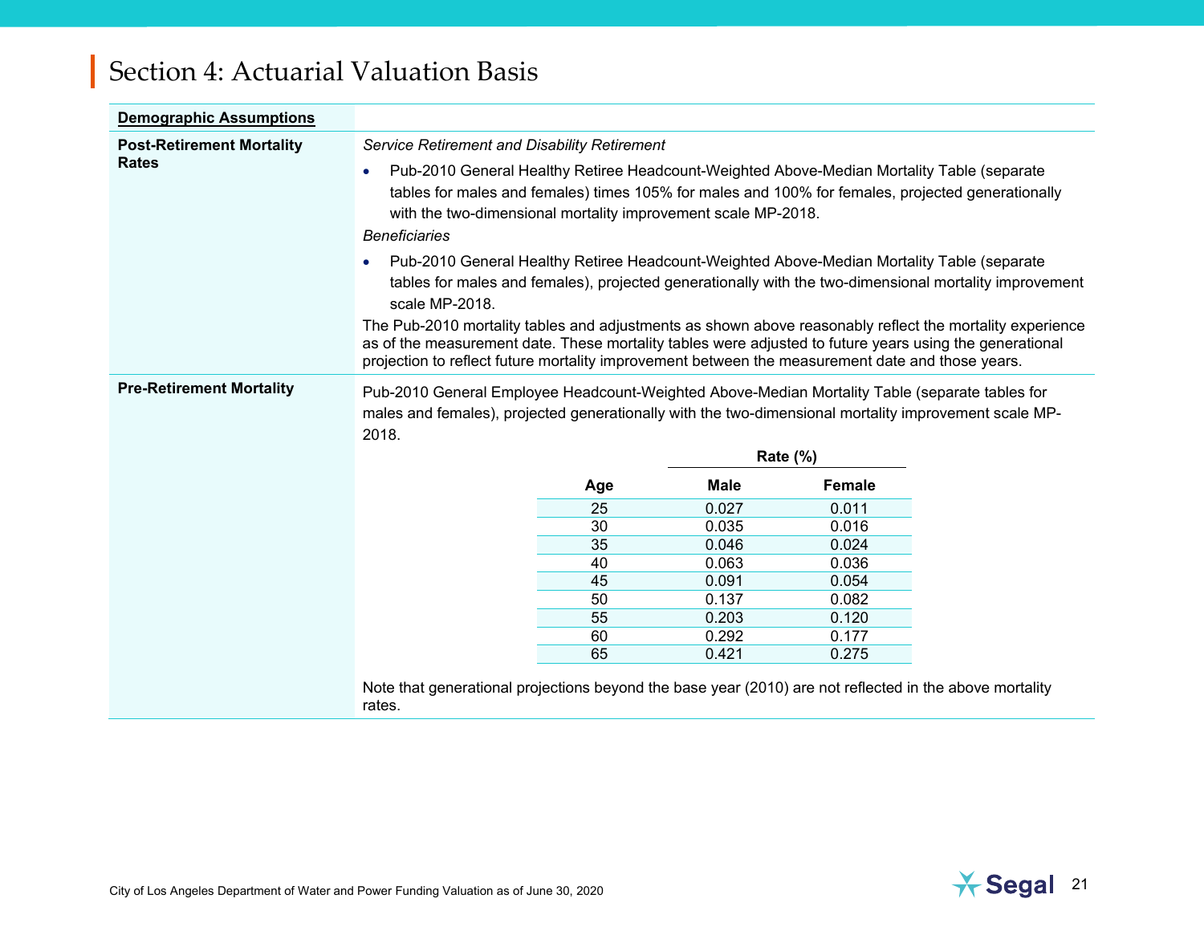# Section 4: Actuarial Valuation Basis

**Demographic Assumptions**

**Post-Retirement Mortality Rates**

*Service Retirement and Disability Retirement*

- Pub-2010 General Healthy Retiree Headcount-Weighted Above-Median Mortality Table (separate tables for males and females) times 105% for males and 100% for females, projected generationally with the two-dimensional mortality improvement scale MP-2018.

*Beneficiaries*

- Pub-2010 General Healthy Retiree Headcount-Weighted Above-Median Mortality Table (separate tables for males and females), projected generationally with the two-dimensional mortality improvement scale MP-2018.

The Pub-2010 mortality tables and adjustments as shown above reasonably reflect the mortality experience as of the measurement date. These mortality tables were adjusted to future years using the generational projection to reflect future mortality improvement between the measurement date and those years.

**Pre-Retirement Mortality**

Pub-2010 General Employee Headcount-Weighted Above-Median Mortality Table (separate tables for males and females), projected generationally with the two-dimensional mortality improvement scale MP-2018.

| | Rate (%) | |
|---|---|---|
| **Age** | **Male** | **Female** |
| 25 | 0.027 | 0.011 |
| 30 | 0.035 | 0.016 |
| 35 | 0.046 | 0.024 |
| 40 | 0.063 | 0.036 |
| 45 | 0.091 | 0.054 |
| 50 | 0.137 | 0.082 |
| 55 | 0.203 | 0.120 |
| 60 | 0.292 | 0.177 |
| 65 | 0.421 | 0.275 |

Note that generational projections beyond the base year (2010) are not reflected in the above mortality rates.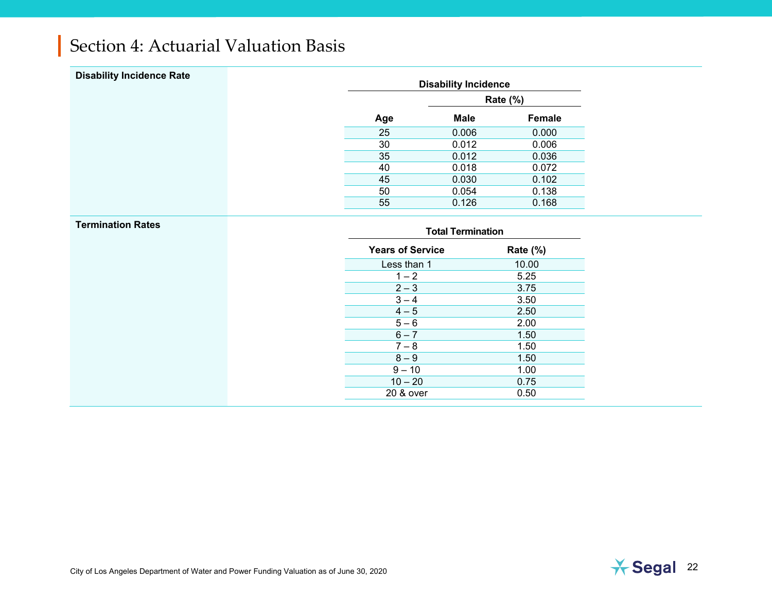## Section 4: Actuarial Valuation Basis

**Disability Incidence Rate**

**Disability Incidence**

| Age | Rate (%) Male | Rate (%) Female |
|---|---|---|
| 25 | 0.006 | 0.000 |
| 30 | 0.012 | 0.006 |
| 35 | 0.012 | 0.036 |
| 40 | 0.018 | 0.072 |
| 45 | 0.030 | 0.102 |
| 50 | 0.054 | 0.138 |
| 55 | 0.126 | 0.168 |

**Termination Rates**

**Total Termination**

| Years of Service | Rate (%) |
|---|---|
| Less than 1 | 10.00 |
| 1 – 2 | 5.25 |
| 2 – 3 | 3.75 |
| 3 – 4 | 3.50 |
| 4 – 5 | 2.50 |
| 5 – 6 | 2.00 |
| 6 – 7 | 1.50 |
| 7 – 8 | 1.50 |
| 8 – 9 | 1.50 |
| 9 – 10 | 1.00 |
| 10 – 20 | 0.75 |
| 20 & over | 0.50 |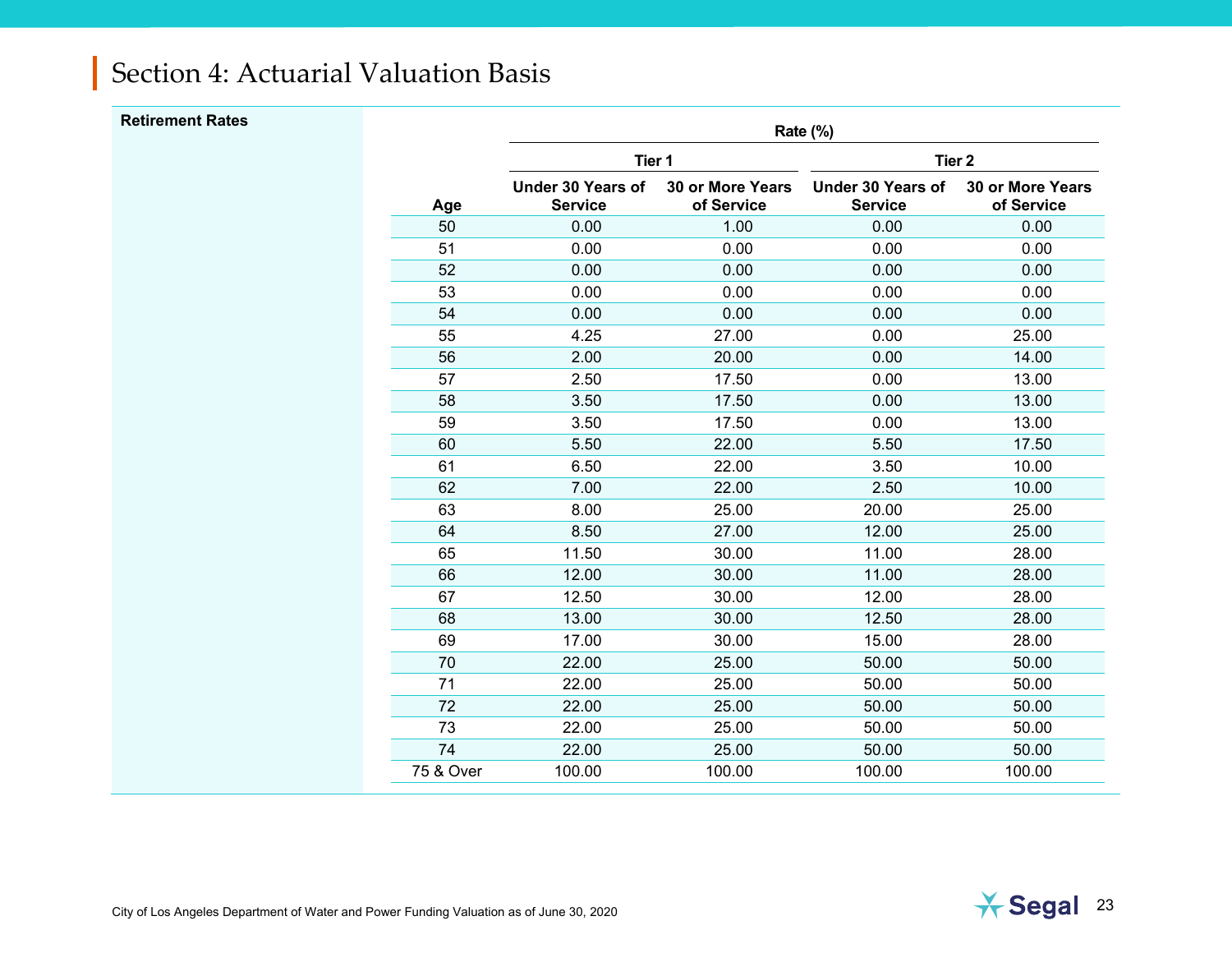# Section 4: Actuarial Valuation Basis

**Retirement Rates**

| Age | Rate (%) | | | |
|---|---|---|---|---|
| | Tier 1 | | Tier 2 | |
| | Under 30 Years of Service | 30 or More Years of Service | Under 30 Years of Service | 30 or More Years of Service |
| 50 | 0.00 | 1.00 | 0.00 | 0.00 |
| 51 | 0.00 | 0.00 | 0.00 | 0.00 |
| 52 | 0.00 | 0.00 | 0.00 | 0.00 |
| 53 | 0.00 | 0.00 | 0.00 | 0.00 |
| 54 | 0.00 | 0.00 | 0.00 | 0.00 |
| 55 | 4.25 | 27.00 | 0.00 | 25.00 |
| 56 | 2.00 | 20.00 | 0.00 | 14.00 |
| 57 | 2.50 | 17.50 | 0.00 | 13.00 |
| 58 | 3.50 | 17.50 | 0.00 | 13.00 |
| 59 | 3.50 | 17.50 | 0.00 | 13.00 |
| 60 | 5.50 | 22.00 | 5.50 | 17.50 |
| 61 | 6.50 | 22.00 | 3.50 | 10.00 |
| 62 | 7.00 | 22.00 | 2.50 | 10.00 |
| 63 | 8.00 | 25.00 | 20.00 | 25.00 |
| 64 | 8.50 | 27.00 | 12.00 | 25.00 |
| 65 | 11.50 | 30.00 | 11.00 | 28.00 |
| 66 | 12.00 | 30.00 | 11.00 | 28.00 |
| 67 | 12.50 | 30.00 | 12.00 | 28.00 |
| 68 | 13.00 | 30.00 | 12.50 | 28.00 |
| 69 | 17.00 | 30.00 | 15.00 | 28.00 |
| 70 | 22.00 | 25.00 | 50.00 | 50.00 |
| 71 | 22.00 | 25.00 | 50.00 | 50.00 |
| 72 | 22.00 | 25.00 | 50.00 | 50.00 |
| 73 | 22.00 | 25.00 | 50.00 | 50.00 |
| 74 | 22.00 | 25.00 | 50.00 | 50.00 |
| 75 & Over | 100.00 | 100.00 | 100.00 | 100.00 |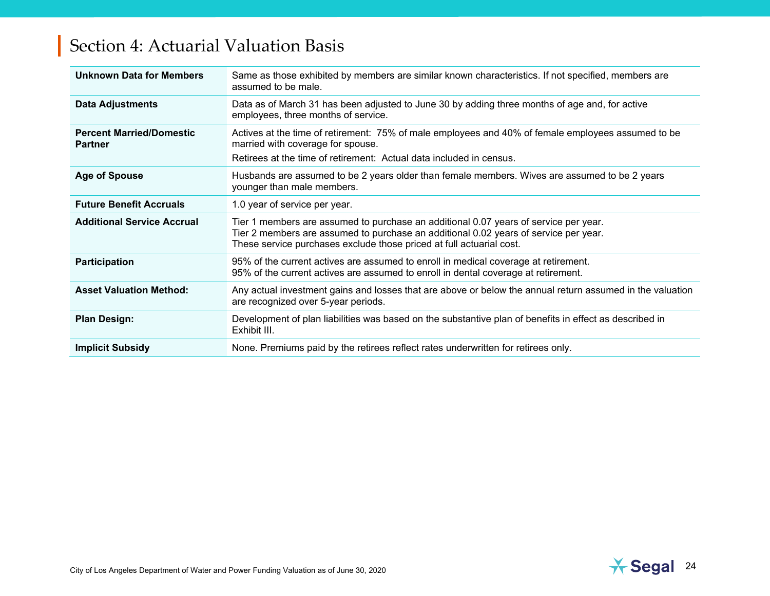# Section 4: Actuarial Valuation Basis

| | |
|---|---|
| **Unknown Data for Members** | Same as those exhibited by members are similar known characteristics. If not specified, members are assumed to be male. |
| **Data Adjustments** | Data as of March 31 has been adjusted to June 30 by adding three months of age and, for active employees, three months of service. |
| **Percent Married/Domestic Partner** | Actives at the time of retirement: 75% of male employees and 40% of female employees assumed to be married with coverage for spouse.<br>Retirees at the time of retirement: Actual data included in census. |
| **Age of Spouse** | Husbands are assumed to be 2 years older than female members. Wives are assumed to be 2 years younger than male members. |
| **Future Benefit Accruals** | 1.0 year of service per year. |
| **Additional Service Accrual** | Tier 1 members are assumed to purchase an additional 0.07 years of service per year.<br>Tier 2 members are assumed to purchase an additional 0.02 years of service per year.<br>These service purchases exclude those priced at full actuarial cost. |
| **Participation** | 95% of the current actives are assumed to enroll in medical coverage at retirement.<br>95% of the current actives are assumed to enroll in dental coverage at retirement. |
| **Asset Valuation Method:** | Any actual investment gains and losses that are above or below the annual return assumed in the valuation are recognized over 5-year periods. |
| **Plan Design:** | Development of plan liabilities was based on the substantive plan of benefits in effect as described in Exhibit III. |
| **Implicit Subsidy** | None. Premiums paid by the retirees reflect rates underwritten for retirees only. |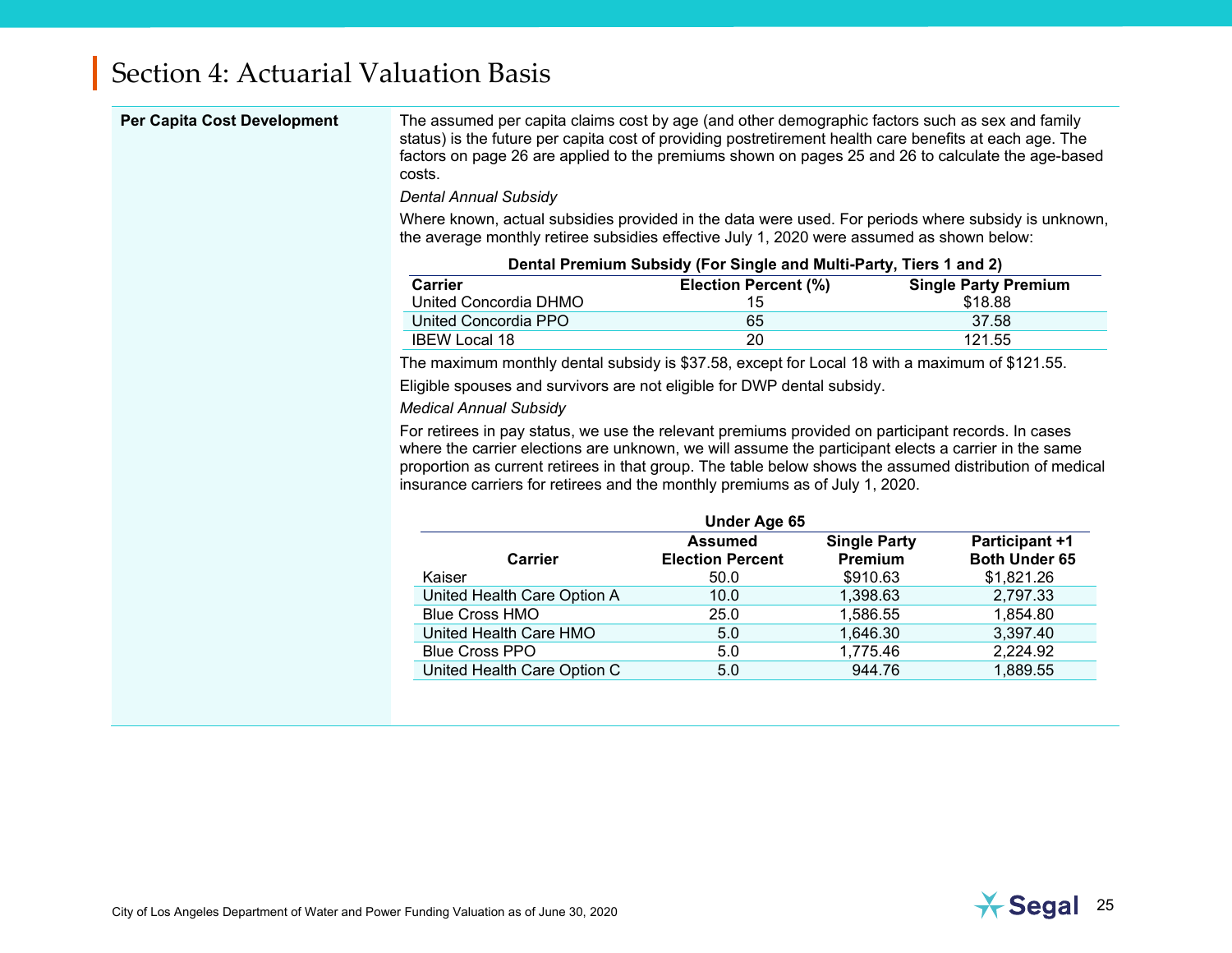# Section 4: Actuarial Valuation Basis

**Per Capita Cost Development**

The assumed per capita claims cost by age (and other demographic factors such as sex and family status) is the future per capita cost of providing postretirement health care benefits at each age. The factors on page 26 are applied to the premiums shown on pages 25 and 26 to calculate the age-based costs.

*Dental Annual Subsidy*

Where known, actual subsidies provided in the data were used. For periods where subsidy is unknown, the average monthly retiree subsidies effective July 1, 2020 were assumed as shown below:

**Dental Premium Subsidy (For Single and Multi-Party, Tiers 1 and 2)**

| Carrier | Election Percent (%) | Single Party Premium |
|---|---|---|
| United Concordia DHMO | 15 | $18.88 |
| United Concordia PPO | 65 | 37.58 |
| IBEW Local 18 | 20 | 121.55 |

The maximum monthly dental subsidy is $37.58, except for Local 18 with a maximum of $121.55.

Eligible spouses and survivors are not eligible for DWP dental subsidy.

*Medical Annual Subsidy*

For retirees in pay status, we use the relevant premiums provided on participant records. In cases where the carrier elections are unknown, we will assume the participant elects a carrier in the same proportion as current retirees in that group. The table below shows the assumed distribution of medical insurance carriers for retirees and the monthly premiums as of July 1, 2020.

**Under Age 65**

| Carrier | Assumed Election Percent | Single Party Premium | Participant +1 Both Under 65 |
|---|---|---|---|
| Kaiser | 50.0 | $910.63 | $1,821.26 |
| United Health Care Option A | 10.0 | 1,398.63 | 2,797.33 |
| Blue Cross HMO | 25.0 | 1,586.55 | 1,854.80 |
| United Health Care HMO | 5.0 | 1,646.30 | 3,397.40 |
| Blue Cross PPO | 5.0 | 1,775.46 | 2,224.92 |
| United Health Care Option C | 5.0 | 944.76 | 1,889.55 |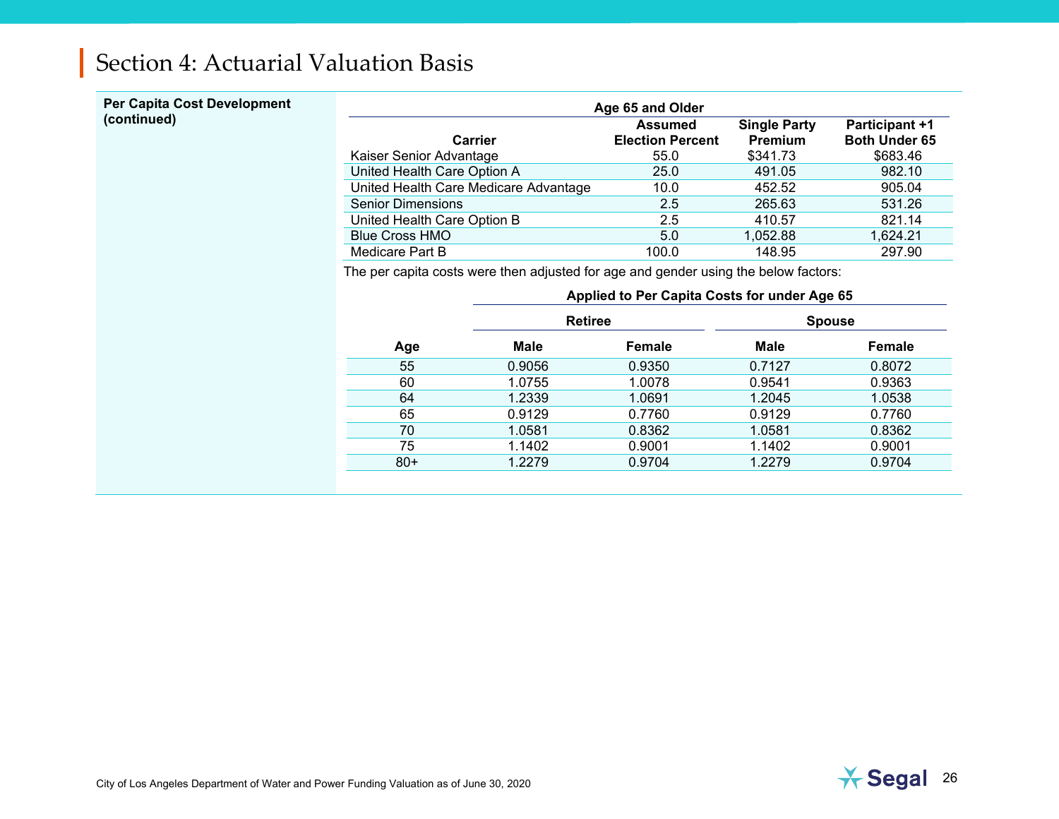# Section 4: Actuarial Valuation Basis

**Per Capita Cost Development (continued)**

| Age 65 and Older | | | |
|---|---|---|---|
| **Carrier** | **Assumed Election Percent** | **Single Party Premium** | **Participant +1 Both Under 65** |
| Kaiser Senior Advantage | 55.0 | $341.73 | $683.46 |
| United Health Care Option A | 25.0 | 491.05 | 982.10 |
| United Health Care Medicare Advantage | 10.0 | 452.52 | 905.04 |
| Senior Dimensions | 2.5 | 265.63 | 531.26 |
| United Health Care Option B | 2.5 | 410.57 | 821.14 |
| Blue Cross HMO | 5.0 | 1,052.88 | 1,624.21 |
| Medicare Part B | 100.0 | 148.95 | 297.90 |

The per capita costs were then adjusted for age and gender using the below factors:

| | Applied to Per Capita Costs for under Age 65 | | | |
|---|---|---|---|---|
| | **Retiree** | | **Spouse** | |
| **Age** | **Male** | **Female** | **Male** | **Female** |
| 55 | 0.9056 | 0.9350 | 0.7127 | 0.8072 |
| 60 | 1.0755 | 1.0078 | 0.9541 | 0.9363 |
| 64 | 1.2339 | 1.0691 | 1.2045 | 1.0538 |
| 65 | 0.9129 | 0.7760 | 0.9129 | 0.7760 |
| 70 | 1.0581 | 0.8362 | 1.0581 | 0.8362 |
| 75 | 1.1402 | 0.9001 | 1.1402 | 0.9001 |
| 80+ | 1.2279 | 0.9704 | 1.2279 | 0.9704 |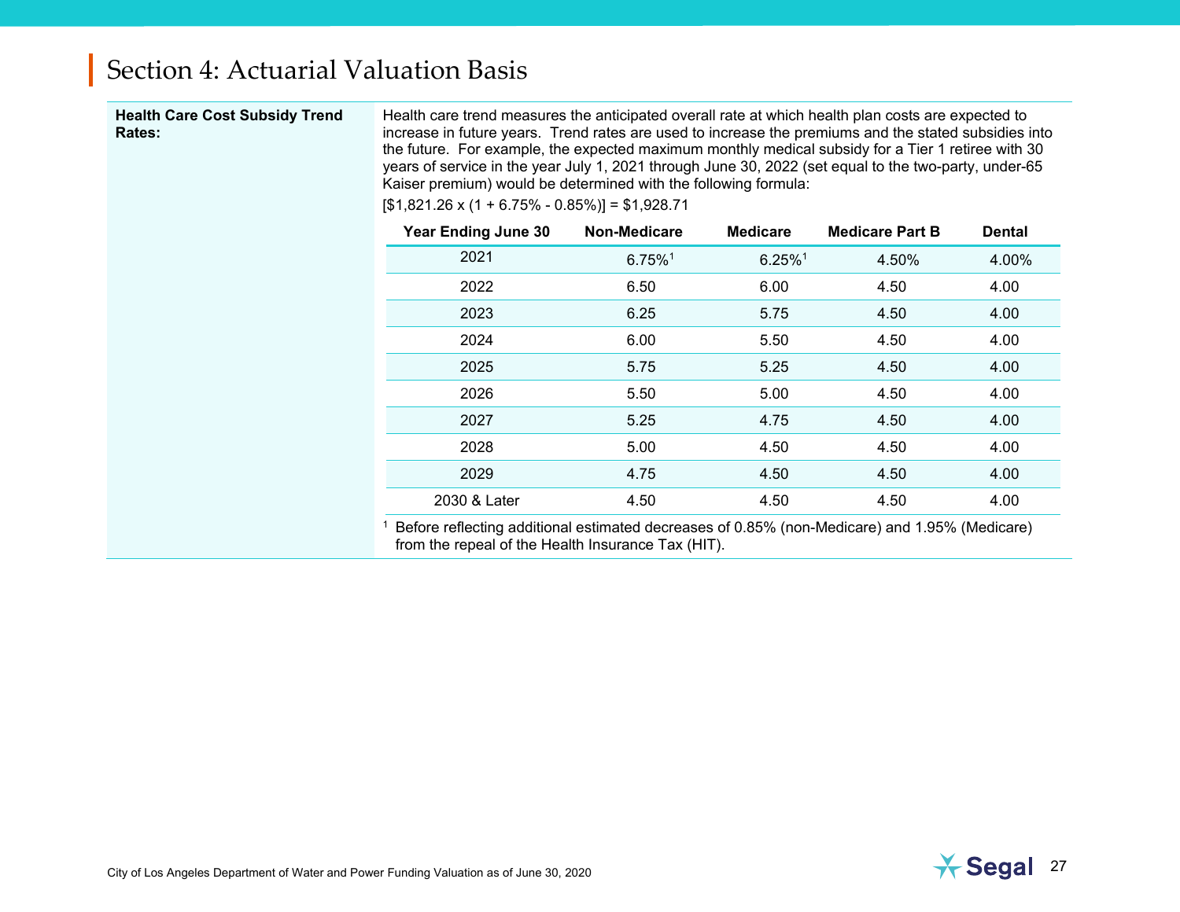# Section 4: Actuarial Valuation Basis

**Health Care Cost Subsidy Trend Rates:**

Health care trend measures the anticipated overall rate at which health plan costs are expected to increase in future years. Trend rates are used to increase the premiums and the stated subsidies into the future. For example, the expected maximum monthly medical subsidy for a Tier 1 retiree with 30 years of service in the year July 1, 2021 through June 30, 2022 (set equal to the two-party, under-65 Kaiser premium) would be determined with the following formula:

[$1,821.26 x (1 + 6.75% - 0.85%)] = $1,928.71

| Year Ending June 30 | Non-Medicare | Medicare | Medicare Part B | Dental |
|---|---|---|---|---|
| 2021 | 6.75%[1] | 6.25%[1] | 4.50% | 4.00% |
| 2022 | 6.50 | 6.00 | 4.50 | 4.00 |
| 2023 | 6.25 | 5.75 | 4.50 | 4.00 |
| 2024 | 6.00 | 5.50 | 4.50 | 4.00 |
| 2025 | 5.75 | 5.25 | 4.50 | 4.00 |
| 2026 | 5.50 | 5.00 | 4.50 | 4.00 |
| 2027 | 5.25 | 4.75 | 4.50 | 4.00 |
| 2028 | 5.00 | 4.50 | 4.50 | 4.00 |
| 2029 | 4.75 | 4.50 | 4.50 | 4.00 |
| 2030 & Later | 4.50 | 4.50 | 4.50 | 4.00 |

[1] Before reflecting additional estimated decreases of 0.85% (non-Medicare) and 1.95% (Medicare) from the repeal of the Health Insurance Tax (HIT).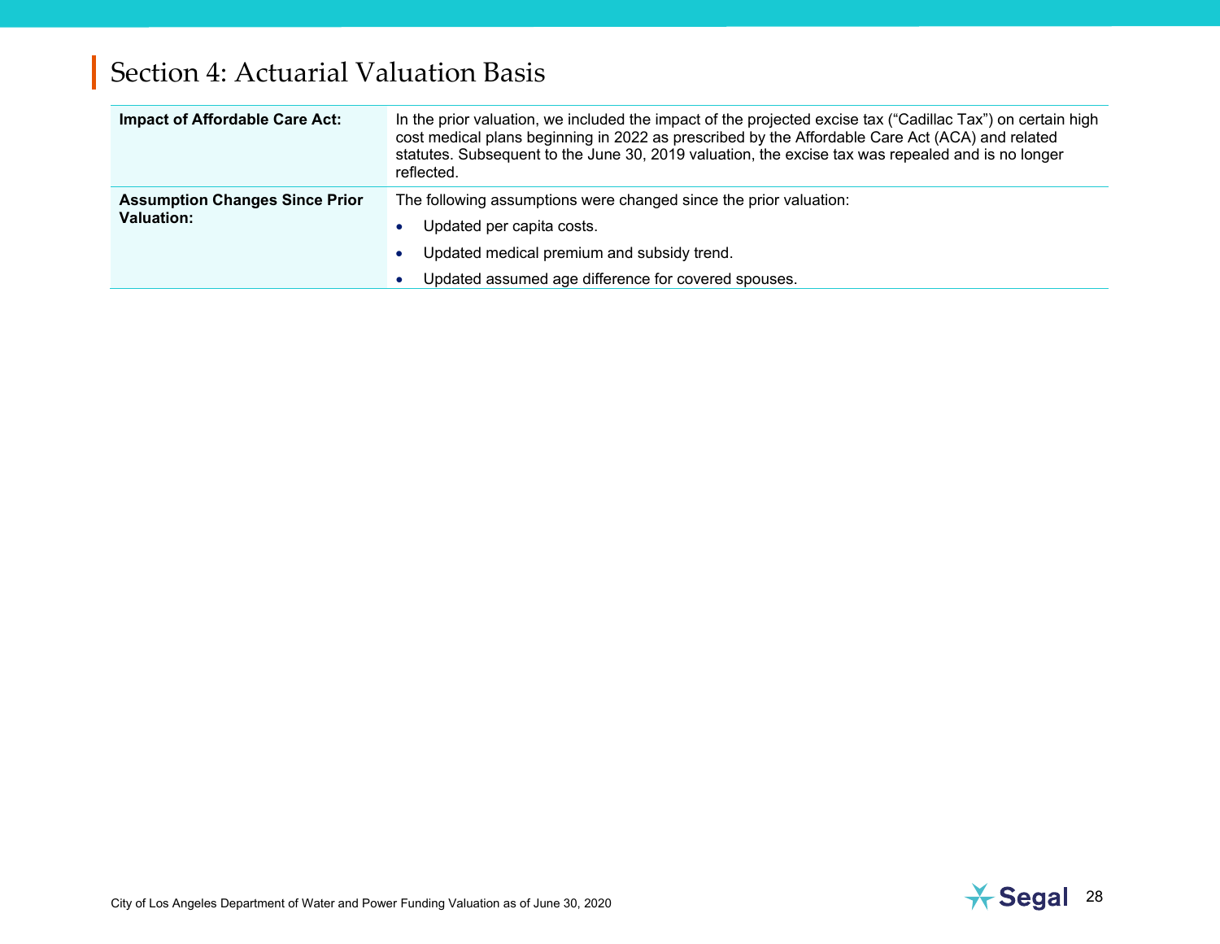# Section 4: Actuarial Valuation Basis

| | |
|---|---|
| **Impact of Affordable Care Act:** | In the prior valuation, we included the impact of the projected excise tax ("Cadillac Tax") on certain high cost medical plans beginning in 2022 as prescribed by the Affordable Care Act (ACA) and related statutes. Subsequent to the June 30, 2019 valuation, the excise tax was repealed and is no longer reflected. |
| **Assumption Changes Since Prior Valuation:** | The following assumptions were changed since the prior valuation:<br>• Updated per capita costs.<br>• Updated medical premium and subsidy trend.<br>• Updated assumed age difference for covered spouses. |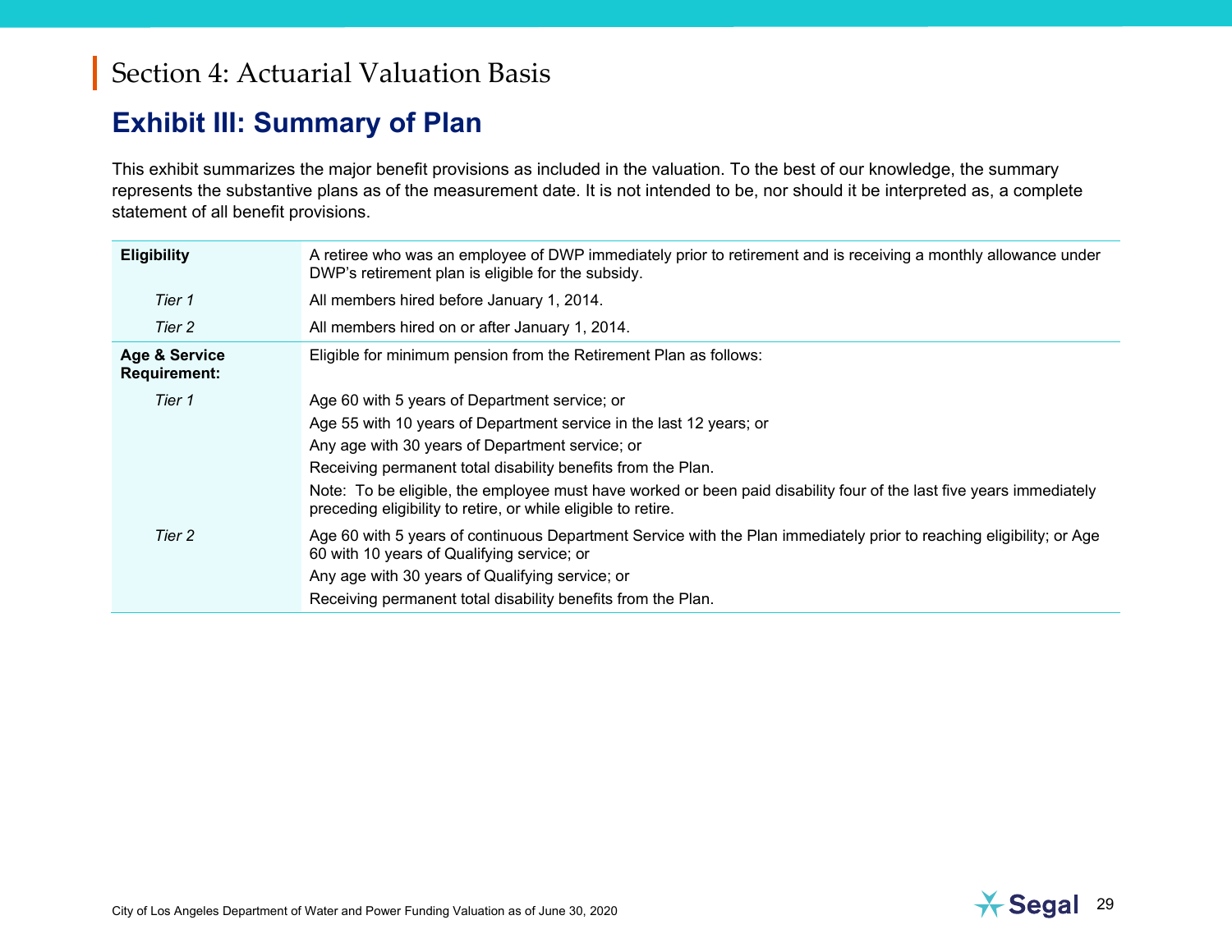# Section 4: Actuarial Valuation Basis

## Exhibit III: Summary of Plan

This exhibit summarizes the major benefit provisions as included in the valuation. To the best of our knowledge, the summary represents the substantive plans as of the measurement date. It is not intended to be, nor should it be interpreted as, a complete statement of all benefit provisions.

| | |
|---|---|
| **Eligibility** | A retiree who was an employee of DWP immediately prior to retirement and is receiving a monthly allowance under DWP's retirement plan is eligible for the subsidy. |
| *Tier 1* | All members hired before January 1, 2014. |
| *Tier 2* | All members hired on or after January 1, 2014. |
| **Age & Service Requirement:** | Eligible for minimum pension from the Retirement Plan as follows: |
| *Tier 1* | Age 60 with 5 years of Department service; or<br>Age 55 with 10 years of Department service in the last 12 years; or<br>Any age with 30 years of Department service; or<br>Receiving permanent total disability benefits from the Plan.<br>Note: To be eligible, the employee must have worked or been paid disability four of the last five years immediately preceding eligibility to retire, or while eligible to retire. |
| *Tier 2* | Age 60 with 5 years of continuous Department Service with the Plan immediately prior to reaching eligibility; or Age 60 with 10 years of Qualifying service; or<br>Any age with 30 years of Qualifying service; or<br>Receiving permanent total disability benefits from the Plan. |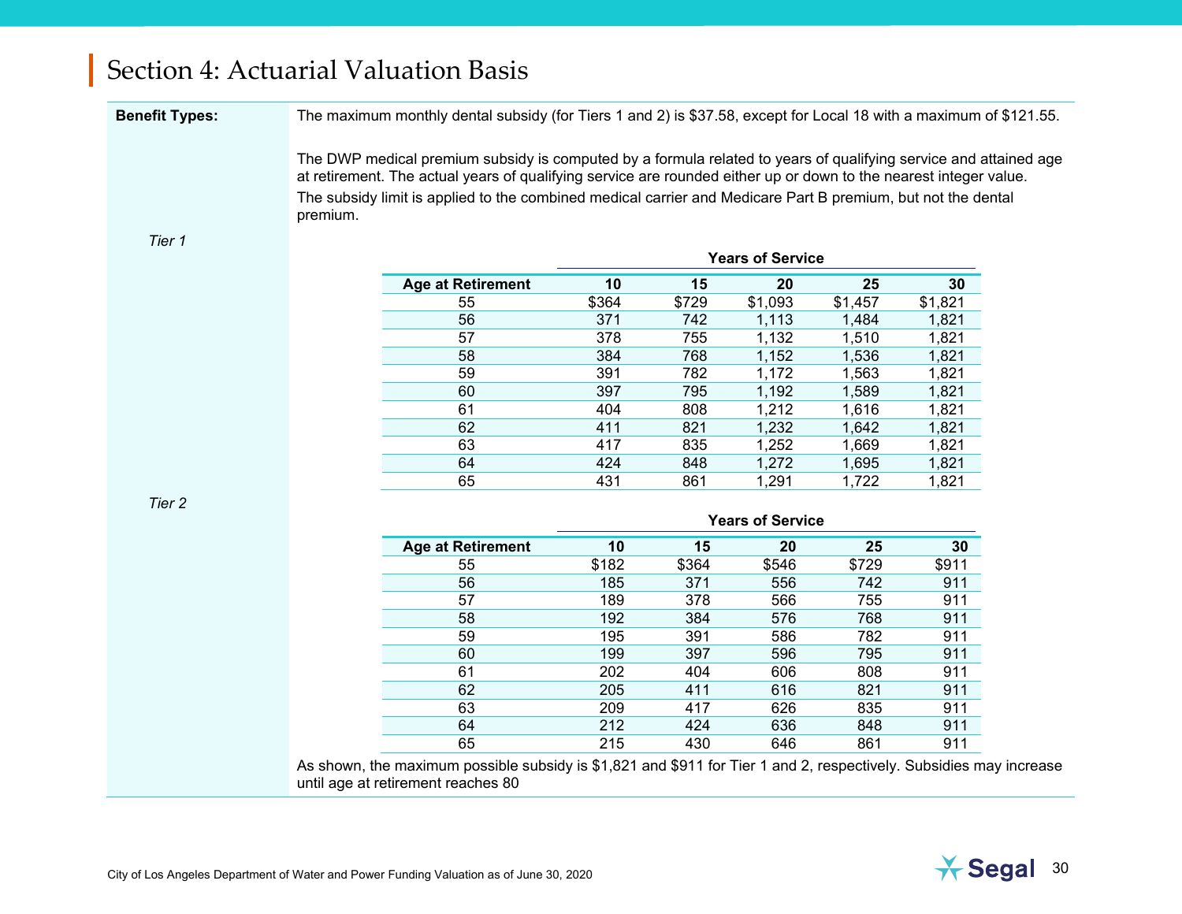# Section 4: Actuarial Valuation Basis

**Benefit Types:**

The maximum monthly dental subsidy (for Tiers 1 and 2) is $37.58, except for Local 18 with a maximum of $121.55.

The DWP medical premium subsidy is computed by a formula related to years of qualifying service and attained age at retirement. The actual years of qualifying service are rounded either up or down to the nearest integer value.

The subsidy limit is applied to the combined medical carrier and Medicare Part B premium, but not the dental premium.

*Tier 1*

| | Years of Service | | | | |
|---|---|---|---|---|---|
| **Age at Retirement** | **10** | **15** | **20** | **25** | **30** |
| 55 | $364 | $729 | $1,093 | $1,457 | $1,821 |
| 56 | 371 | 742 | 1,113 | 1,484 | 1,821 |
| 57 | 378 | 755 | 1,132 | 1,510 | 1,821 |
| 58 | 384 | 768 | 1,152 | 1,536 | 1,821 |
| 59 | 391 | 782 | 1,172 | 1,563 | 1,821 |
| 60 | 397 | 795 | 1,192 | 1,589 | 1,821 |
| 61 | 404 | 808 | 1,212 | 1,616 | 1,821 |
| 62 | 411 | 821 | 1,232 | 1,642 | 1,821 |
| 63 | 417 | 835 | 1,252 | 1,669 | 1,821 |
| 64 | 424 | 848 | 1,272 | 1,695 | 1,821 |
| 65 | 431 | 861 | 1,291 | 1,722 | 1,821 |

*Tier 2*

| | Years of Service | | | | |
|---|---|---|---|---|---|
| **Age at Retirement** | **10** | **15** | **20** | **25** | **30** |
| 55 | $182 | $364 | $546 | $729 | $911 |
| 56 | 185 | 371 | 556 | 742 | 911 |
| 57 | 189 | 378 | 566 | 755 | 911 |
| 58 | 192 | 384 | 576 | 768 | 911 |
| 59 | 195 | 391 | 586 | 782 | 911 |
| 60 | 199 | 397 | 596 | 795 | 911 |
| 61 | 202 | 404 | 606 | 808 | 911 |
| 62 | 205 | 411 | 616 | 821 | 911 |
| 63 | 209 | 417 | 626 | 835 | 911 |
| 64 | 212 | 424 | 636 | 848 | 911 |
| 65 | 215 | 430 | 646 | 861 | 911 |

As shown, the maximum possible subsidy is $1,821 and $911 for Tier 1 and 2, respectively. Subsidies may increase until age at retirement reaches 80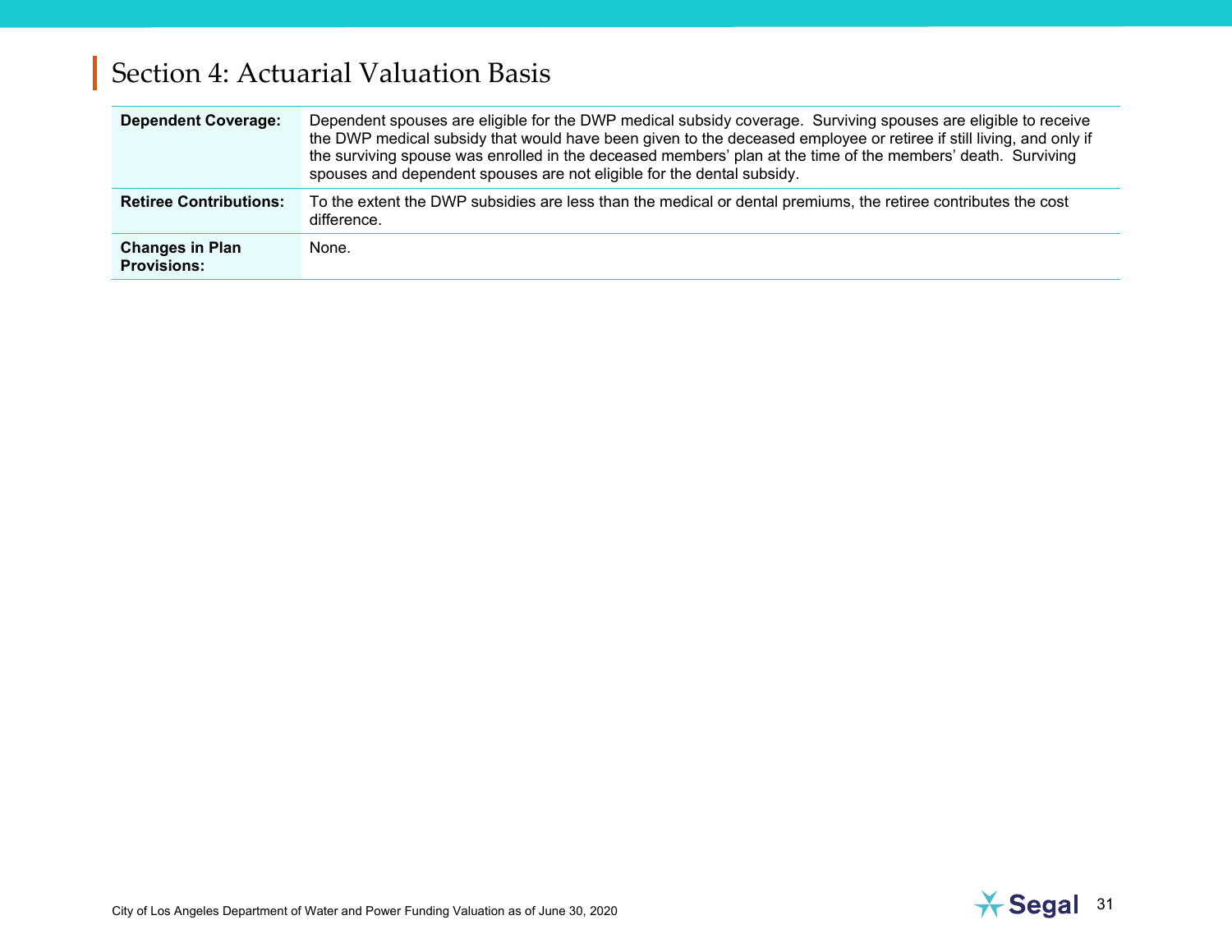# Section 4: Actuarial Valuation Basis

| | |
|---|---|
| **Dependent Coverage:** | Dependent spouses are eligible for the DWP medical subsidy coverage. Surviving spouses are eligible to receive the DWP medical subsidy that would have been given to the deceased employee or retiree if still living, and only if the surviving spouse was enrolled in the deceased members' plan at the time of the members' death. Surviving spouses and dependent spouses are not eligible for the dental subsidy. |
| **Retiree Contributions:** | To the extent the DWP subsidies are less than the medical or dental premiums, the retiree contributes the cost difference. |
| **Changes in Plan Provisions:** | None. |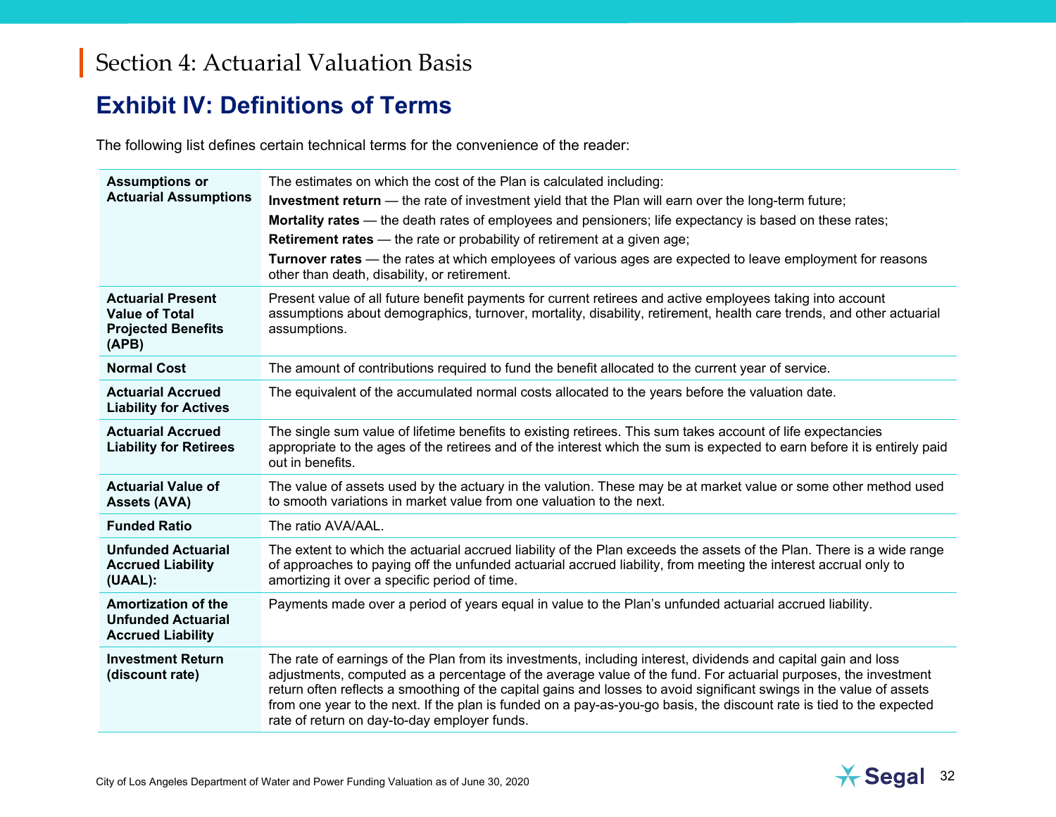# Section 4: Actuarial Valuation Basis

## Exhibit IV: Definitions of Terms

The following list defines certain technical terms for the convenience of the reader:

| Term | Definition |
|---|---|
| **Assumptions or Actuarial Assumptions** | The estimates on which the cost of the Plan is calculated including:<br>**Investment return** — the rate of investment yield that the Plan will earn over the long-term future;<br>**Mortality rates** — the death rates of employees and pensioners; life expectancy is based on these rates;<br>**Retirement rates** — the rate or probability of retirement at a given age;<br>**Turnover rates** — the rates at which employees of various ages are expected to leave employment for reasons other than death, disability, or retirement. |
| **Actuarial Present Value of Total Projected Benefits (APB)** | Present value of all future benefit payments for current retirees and active employees taking into account assumptions about demographics, turnover, mortality, disability, retirement, health care trends, and other actuarial assumptions. |
| **Normal Cost** | The amount of contributions required to fund the benefit allocated to the current year of service. |
| **Actuarial Accrued Liability for Actives** | The equivalent of the accumulated normal costs allocated to the years before the valuation date. |
| **Actuarial Accrued Liability for Retirees** | The single sum value of lifetime benefits to existing retirees. This sum takes account of life expectancies appropriate to the ages of the retirees and of the interest which the sum is expected to earn before it is entirely paid out in benefits. |
| **Actuarial Value of Assets (AVA)** | The value of assets used by the actuary in the valution. These may be at market value or some other method used to smooth variations in market value from one valuation to the next. |
| **Funded Ratio** | The ratio AVA/AAL. |
| **Unfunded Actuarial Accrued Liability (UAAL):** | The extent to which the actuarial accrued liability of the Plan exceeds the assets of the Plan. There is a wide range of approaches to paying off the unfunded actuarial accrued liability, from meeting the interest accrual only to amortizing it over a specific period of time. |
| **Amortization of the Unfunded Actuarial Accrued Liability** | Payments made over a period of years equal in value to the Plan's unfunded actuarial accrued liability. |
| **Investment Return (discount rate)** | The rate of earnings of the Plan from its investments, including interest, dividends and capital gain and loss adjustments, computed as a percentage of the average value of the fund. For actuarial purposes, the investment return often reflects a smoothing of the capital gains and losses to avoid significant swings in the value of assets from one year to the next. If the plan is funded on a pay-as-you-go basis, the discount rate is tied to the expected rate of return on day-to-day employer funds. |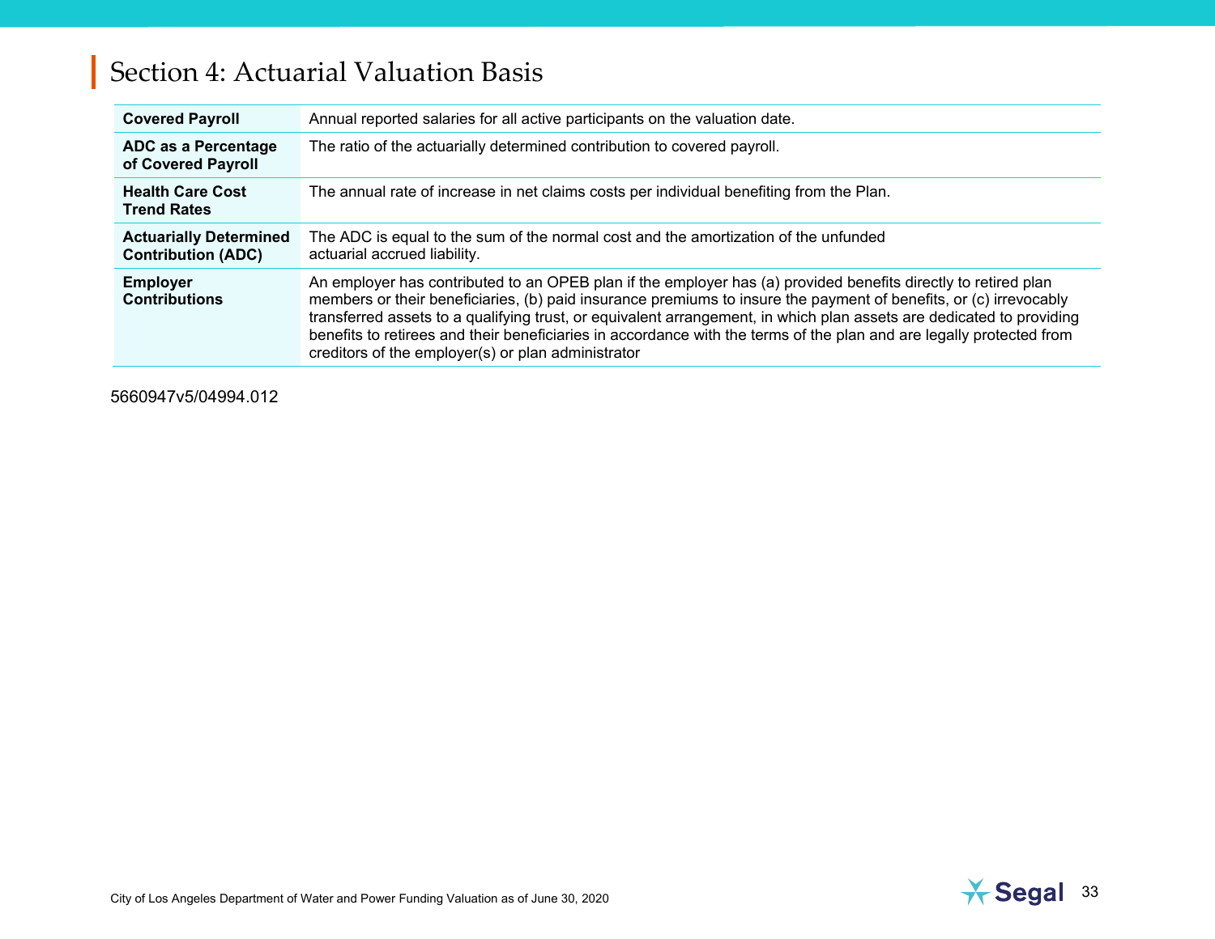# Section 4: Actuarial Valuation Basis

| | |
|---|---|
| **Covered Payroll** | Annual reported salaries for all active participants on the valuation date. |
| **ADC as a Percentage of Covered Payroll** | The ratio of the actuarially determined contribution to covered payroll. |
| **Health Care Cost Trend Rates** | The annual rate of increase in net claims costs per individual benefiting from the Plan. |
| **Actuarially Determined Contribution (ADC)** | The ADC is equal to the sum of the normal cost and the amortization of the unfunded actuarial accrued liability. |
| **Employer Contributions** | An employer has contributed to an OPEB plan if the employer has (a) provided benefits directly to retired plan members or their beneficiaries, (b) paid insurance premiums to insure the payment of benefits, or (c) irrevocably transferred assets to a qualifying trust, or equivalent arrangement, in which plan assets are dedicated to providing benefits to retirees and their beneficiaries in accordance with the terms of the plan and are legally protected from creditors of the employer(s) or plan administrator |

5660947v5/04994.012